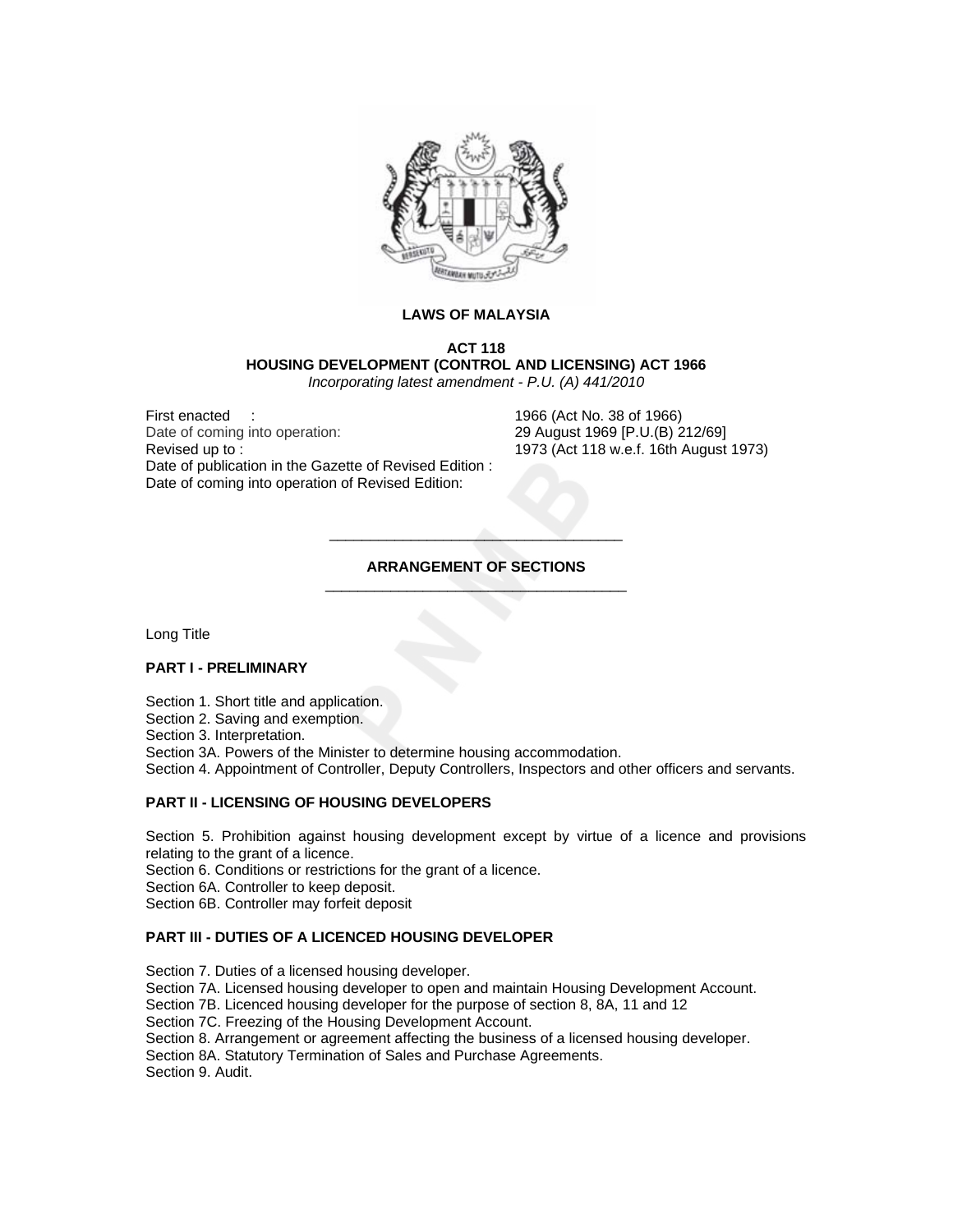**LAWS OF MALAYSIA**

**ACT 118**
**HOUSING DEVELOPMENT (CONTROL AND LICENSING) ACT 1966**
*Incorporating latest amendment - P.U. (A) 441/2010*

First enacted : 1966 (Act No. 38 of 1966)
Date of coming into operation: 29 August 1969 [P.U.(B) 212/69]
Revised up to : 1973 (Act 118 w.e.f. 16th August 1973)
Date of publication in the Gazette of Revised Edition :
Date of coming into operation of Revised Edition:

---

**ARRANGEMENT OF SECTIONS**

---

Long Title

**PART I - PRELIMINARY**

Section 1. Short title and application.
Section 2. Saving and exemption.
Section 3. Interpretation.
Section 3A. Powers of the Minister to determine housing accommodation.
Section 4. Appointment of Controller, Deputy Controllers, Inspectors and other officers and servants.

**PART II - LICENSING OF HOUSING DEVELOPERS**

Section 5. Prohibition against housing development except by virtue of a licence and provisions relating to the grant of a licence.
Section 6. Conditions or restrictions for the grant of a licence.
Section 6A. Controller to keep deposit.
Section 6B. Controller may forfeit deposit

**PART III - DUTIES OF A LICENCED HOUSING DEVELOPER**

Section 7. Duties of a licensed housing developer.
Section 7A. Licensed housing developer to open and maintain Housing Development Account.
Section 7B. Licenced housing developer for the purpose of section 8, 8A, 11 and 12
Section 7C. Freezing of the Housing Development Account.
Section 8. Arrangement or agreement affecting the business of a licensed housing developer.
Section 8A. Statutory Termination of Sales and Purchase Agreements.
Section 9. Audit.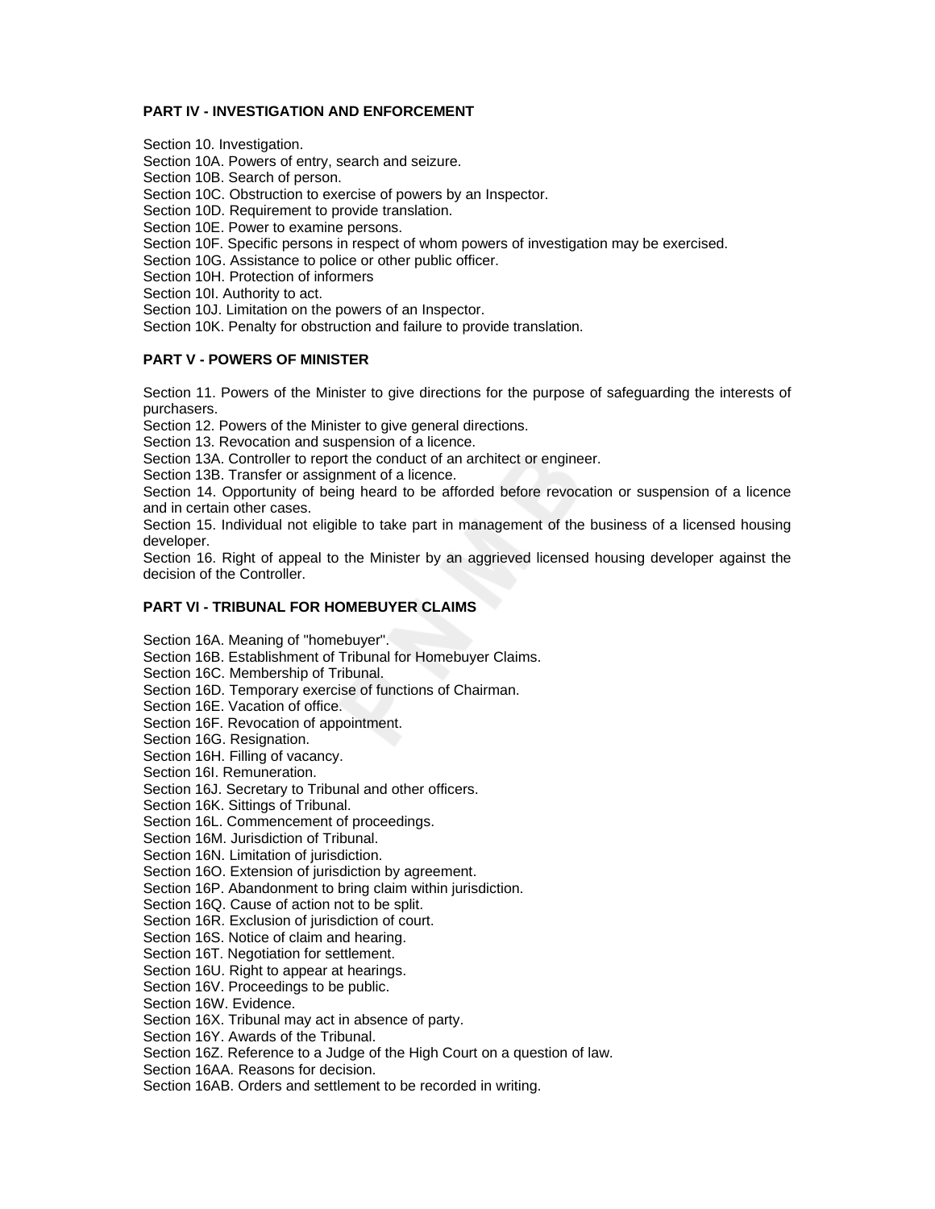**PART IV - INVESTIGATION AND ENFORCEMENT**

Section 10. Investigation.
Section 10A. Powers of entry, search and seizure.
Section 10B. Search of person.
Section 10C. Obstruction to exercise of powers by an Inspector.
Section 10D. Requirement to provide translation.
Section 10E. Power to examine persons.
Section 10F. Specific persons in respect of whom powers of investigation may be exercised.
Section 10G. Assistance to police or other public officer.
Section 10H. Protection of informers
Section 10I. Authority to act.
Section 10J. Limitation on the powers of an Inspector.
Section 10K. Penalty for obstruction and failure to provide translation.

**PART V - POWERS OF MINISTER**

Section 11. Powers of the Minister to give directions for the purpose of safeguarding the interests of purchasers.
Section 12. Powers of the Minister to give general directions.
Section 13. Revocation and suspension of a licence.
Section 13A. Controller to report the conduct of an architect or engineer.
Section 13B. Transfer or assignment of a licence.
Section 14. Opportunity of being heard to be afforded before revocation or suspension of a licence and in certain other cases.
Section 15. Individual not eligible to take part in management of the business of a licensed housing developer.
Section 16. Right of appeal to the Minister by an aggrieved licensed housing developer against the decision of the Controller.

**PART VI - TRIBUNAL FOR HOMEBUYER CLAIMS**

Section 16A. Meaning of "homebuyer".
Section 16B. Establishment of Tribunal for Homebuyer Claims.
Section 16C. Membership of Tribunal.
Section 16D. Temporary exercise of functions of Chairman.
Section 16E. Vacation of office.
Section 16F. Revocation of appointment.
Section 16G. Resignation.
Section 16H. Filling of vacancy.
Section 16I. Remuneration.
Section 16J. Secretary to Tribunal and other officers.
Section 16K. Sittings of Tribunal.
Section 16L. Commencement of proceedings.
Section 16M. Jurisdiction of Tribunal.
Section 16N. Limitation of jurisdiction.
Section 16O. Extension of jurisdiction by agreement.
Section 16P. Abandonment to bring claim within jurisdiction.
Section 16Q. Cause of action not to be split.
Section 16R. Exclusion of jurisdiction of court.
Section 16S. Notice of claim and hearing.
Section 16T. Negotiation for settlement.
Section 16U. Right to appear at hearings.
Section 16V. Proceedings to be public.
Section 16W. Evidence.
Section 16X. Tribunal may act in absence of party.
Section 16Y. Awards of the Tribunal.
Section 16Z. Reference to a Judge of the High Court on a question of law.
Section 16AA. Reasons for decision.
Section 16AB. Orders and settlement to be recorded in writing.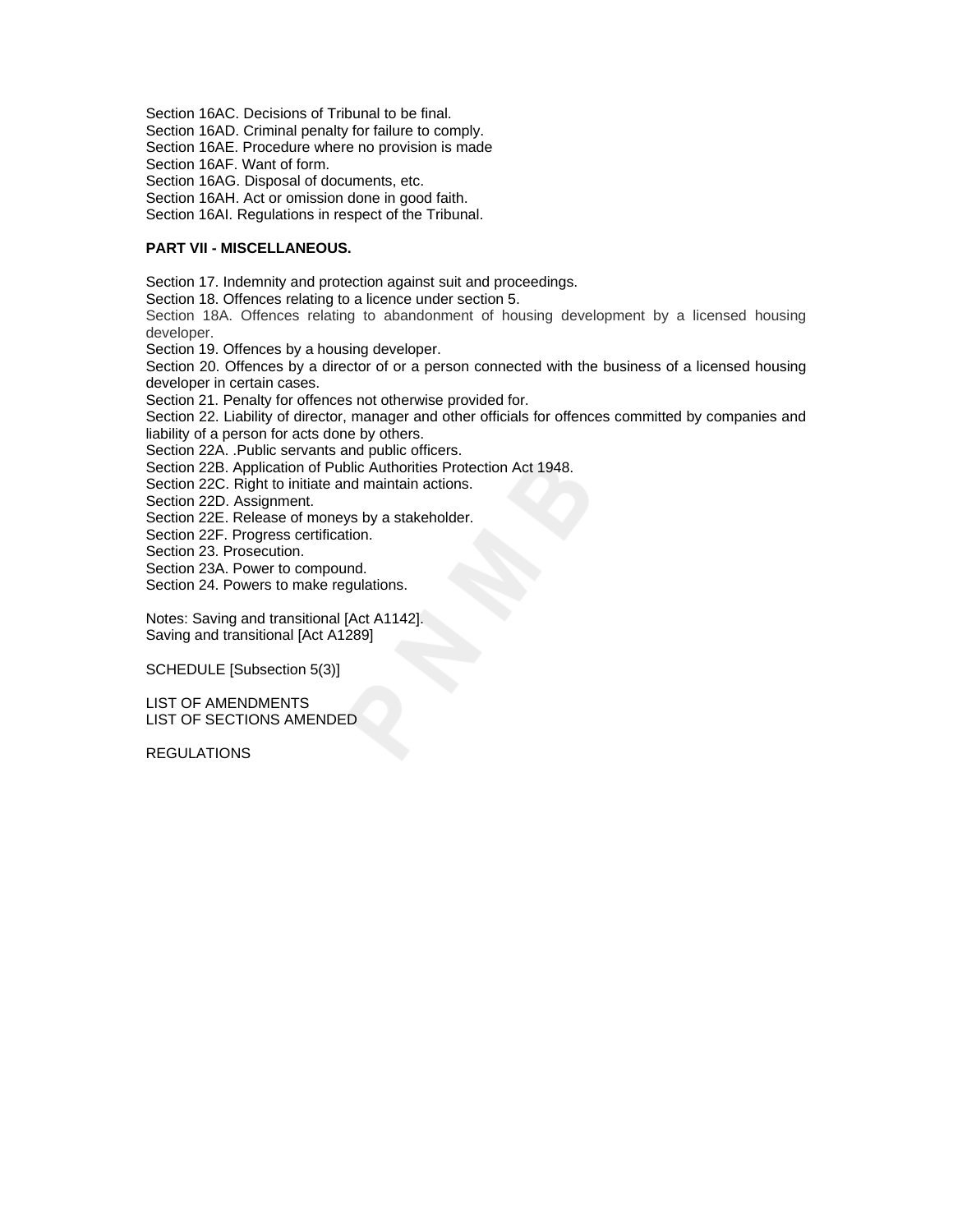Section 16AC. Decisions of Tribunal to be final.
Section 16AD. Criminal penalty for failure to comply.
Section 16AE. Procedure where no provision is made
Section 16AF. Want of form.
Section 16AG. Disposal of documents, etc.
Section 16AH. Act or omission done in good faith.
Section 16AI. Regulations in respect of the Tribunal.

**PART VII - MISCELLANEOUS.**

Section 17. Indemnity and protection against suit and proceedings.
Section 18. Offences relating to a licence under section 5.
Section 18A. Offences relating to abandonment of housing development by a licensed housing developer.
Section 19. Offences by a housing developer.
Section 20. Offences by a director of or a person connected with the business of a licensed housing developer in certain cases.
Section 21. Penalty for offences not otherwise provided for.
Section 22. Liability of director, manager and other officials for offences committed by companies and liability of a person for acts done by others.
Section 22A. .Public servants and public officers.
Section 22B. Application of Public Authorities Protection Act 1948.
Section 22C. Right to initiate and maintain actions.
Section 22D. Assignment.
Section 22E. Release of moneys by a stakeholder.
Section 22F. Progress certification.
Section 23. Prosecution.
Section 23A. Power to compound.
Section 24. Powers to make regulations.

Notes: Saving and transitional [Act A1142].
Saving and transitional [Act A1289]

SCHEDULE [Subsection 5(3)]

LIST OF AMENDMENTS
LIST OF SECTIONS AMENDED

REGULATIONS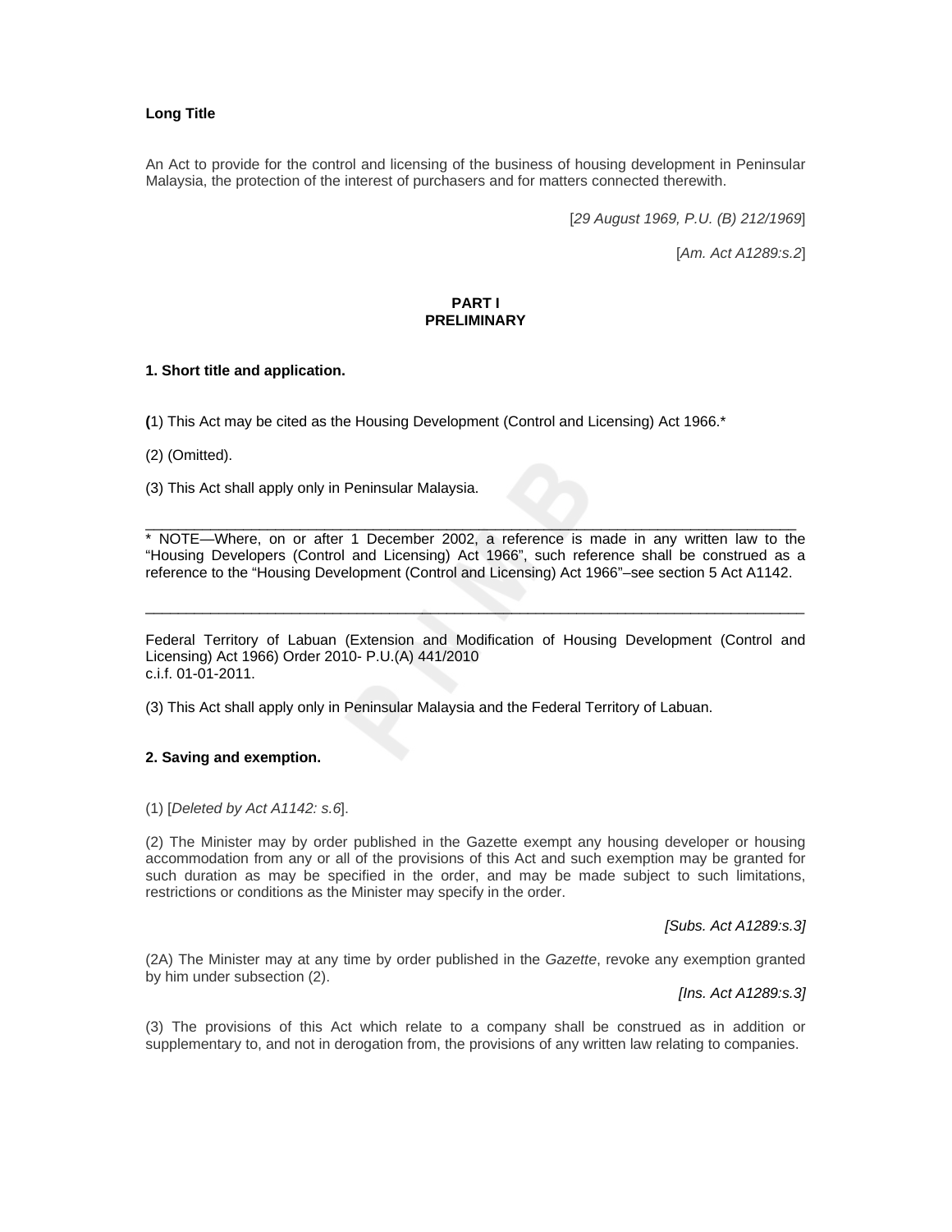**Long Title**

An Act to provide for the control and licensing of the business of housing development in Peninsular Malaysia, the protection of the interest of purchasers and for matters connected therewith.

[*29 August 1969, P.U. (B) 212/1969*]

[*Am. Act A1289:s.2*]

**PART I**
**PRELIMINARY**

**1. Short title and application.**

**(**1) This Act may be cited as the Housing Development (Control and Licensing) Act 1966.*

(2) (Omitted).

(3) This Act shall apply only in Peninsular Malaysia.

---

* NOTE—Where, on or after 1 December 2002, a reference is made in any written law to the "Housing Developers (Control and Licensing) Act 1966", such reference shall be construed as a reference to the "Housing Development (Control and Licensing) Act 1966"–see section 5 Act A1142.

---

Federal Territory of Labuan (Extension and Modification of Housing Development (Control and Licensing) Act 1966) Order 2010- P.U.(A) 441/2010
c.i.f. 01-01-2011.

(3) This Act shall apply only in Peninsular Malaysia and the Federal Territory of Labuan.

**2. Saving and exemption.**

(1) [*Deleted by Act A1142: s.6*].

(2) The Minister may by order published in the Gazette exempt any housing developer or housing accommodation from any or all of the provisions of this Act and such exemption may be granted for such duration as may be specified in the order, and may be made subject to such limitations, restrictions or conditions as the Minister may specify in the order.

*[Subs. Act A1289:s.3]*

(2A) The Minister may at any time by order published in the *Gazette*, revoke any exemption granted by him under subsection (2).

*[Ins. Act A1289:s.3]*

(3) The provisions of this Act which relate to a company shall be construed as in addition or supplementary to, and not in derogation from, the provisions of any written law relating to companies.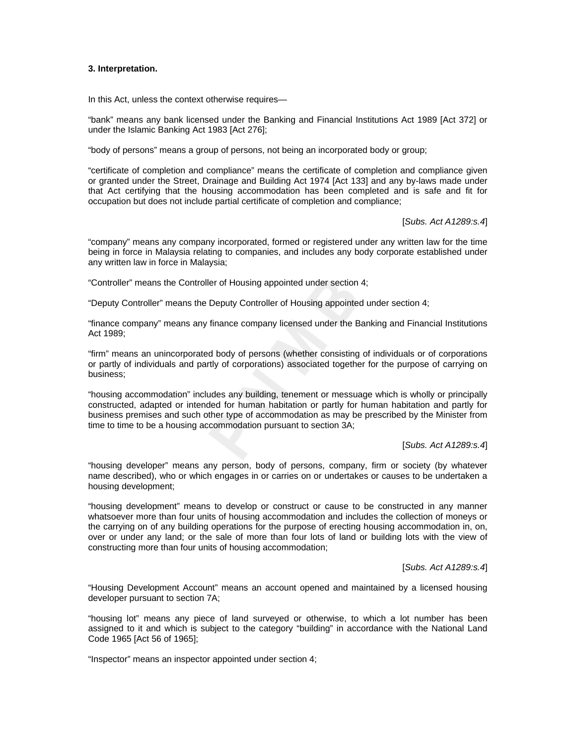**3. Interpretation.**

In this Act, unless the context otherwise requires—

"bank" means any bank licensed under the Banking and Financial Institutions Act 1989 [Act 372] or under the Islamic Banking Act 1983 [Act 276];

"body of persons" means a group of persons, not being an incorporated body or group;

"certificate of completion and compliance" means the certificate of completion and compliance given or granted under the Street, Drainage and Building Act 1974 [Act 133] and any by-laws made under that Act certifying that the housing accommodation has been completed and is safe and fit for occupation but does not include partial certificate of completion and compliance;

[*Subs. Act A1289:s.4*]

"company" means any company incorporated, formed or registered under any written law for the time being in force in Malaysia relating to companies, and includes any body corporate established under any written law in force in Malaysia;

"Controller" means the Controller of Housing appointed under section 4;

"Deputy Controller" means the Deputy Controller of Housing appointed under section 4;

"finance company" means any finance company licensed under the Banking and Financial Institutions Act 1989;

"firm" means an unincorporated body of persons (whether consisting of individuals or of corporations or partly of individuals and partly of corporations) associated together for the purpose of carrying on business;

"housing accommodation" includes any building, tenement or messuage which is wholly or principally constructed, adapted or intended for human habitation or partly for human habitation and partly for business premises and such other type of accommodation as may be prescribed by the Minister from time to time to be a housing accommodation pursuant to section 3A;

[*Subs. Act A1289:s.4*]

"housing developer" means any person, body of persons, company, firm or society (by whatever name described), who or which engages in or carries on or undertakes or causes to be undertaken a housing development;

"housing development" means to develop or construct or cause to be constructed in any manner whatsoever more than four units of housing accommodation and includes the collection of moneys or the carrying on of any building operations for the purpose of erecting housing accommodation in, on, over or under any land; or the sale of more than four lots of land or building lots with the view of constructing more than four units of housing accommodation;

[*Subs. Act A1289:s.4*]

"Housing Development Account" means an account opened and maintained by a licensed housing developer pursuant to section 7A;

"housing lot" means any piece of land surveyed or otherwise, to which a lot number has been assigned to it and which is subject to the category "building" in accordance with the National Land Code 1965 [Act 56 of 1965];

"Inspector" means an inspector appointed under section 4;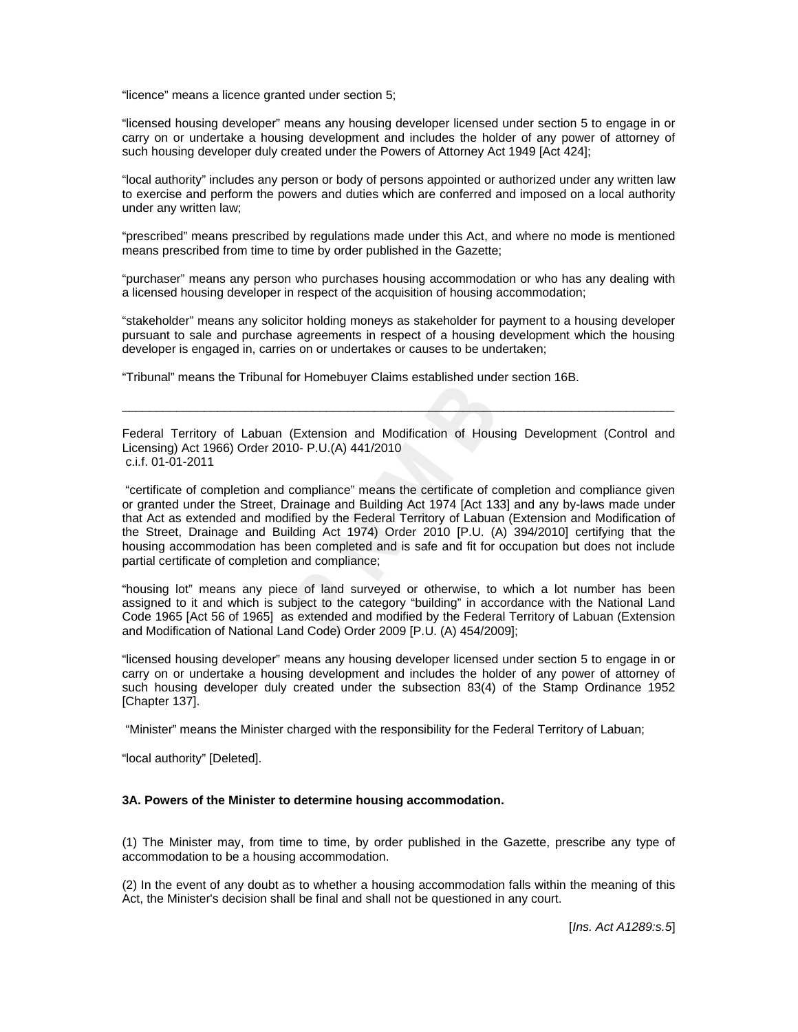"licence" means a licence granted under section 5;

"licensed housing developer" means any housing developer licensed under section 5 to engage in or carry on or undertake a housing development and includes the holder of any power of attorney of such housing developer duly created under the Powers of Attorney Act 1949 [Act 424];

"local authority" includes any person or body of persons appointed or authorized under any written law to exercise and perform the powers and duties which are conferred and imposed on a local authority under any written law;

"prescribed" means prescribed by regulations made under this Act, and where no mode is mentioned means prescribed from time to time by order published in the Gazette;

"purchaser" means any person who purchases housing accommodation or who has any dealing with a licensed housing developer in respect of the acquisition of housing accommodation;

"stakeholder" means any solicitor holding moneys as stakeholder for payment to a housing developer pursuant to sale and purchase agreements in respect of a housing development which the housing developer is engaged in, carries on or undertakes or causes to be undertaken;

"Tribunal" means the Tribunal for Homebuyer Claims established under section 16B.

---

Federal Territory of Labuan (Extension and Modification of Housing Development (Control and Licensing) Act 1966) Order 2010- P.U.(A) 441/2010
c.i.f. 01-01-2011

"certificate of completion and compliance" means the certificate of completion and compliance given or granted under the Street, Drainage and Building Act 1974 [Act 133] and any by-laws made under that Act as extended and modified by the Federal Territory of Labuan (Extension and Modification of the Street, Drainage and Building Act 1974) Order 2010 [P.U. (A) 394/2010] certifying that the housing accommodation has been completed and is safe and fit for occupation but does not include partial certificate of completion and compliance;

"housing lot" means any piece of land surveyed or otherwise, to which a lot number has been assigned to it and which is subject to the category "building" in accordance with the National Land Code 1965 [Act 56 of 1965] as extended and modified by the Federal Territory of Labuan (Extension and Modification of National Land Code) Order 2009 [P.U. (A) 454/2009];

"licensed housing developer" means any housing developer licensed under section 5 to engage in or carry on or undertake a housing development and includes the holder of any power of attorney of such housing developer duly created under the subsection 83(4) of the Stamp Ordinance 1952 [Chapter 137].

"Minister" means the Minister charged with the responsibility for the Federal Territory of Labuan;

"local authority" [Deleted].

**3A. Powers of the Minister to determine housing accommodation.**

(1) The Minister may, from time to time, by order published in the Gazette, prescribe any type of accommodation to be a housing accommodation.

(2) In the event of any doubt as to whether a housing accommodation falls within the meaning of this Act, the Minister's decision shall be final and shall not be questioned in any court.

[*Ins. Act A1289:s.5*]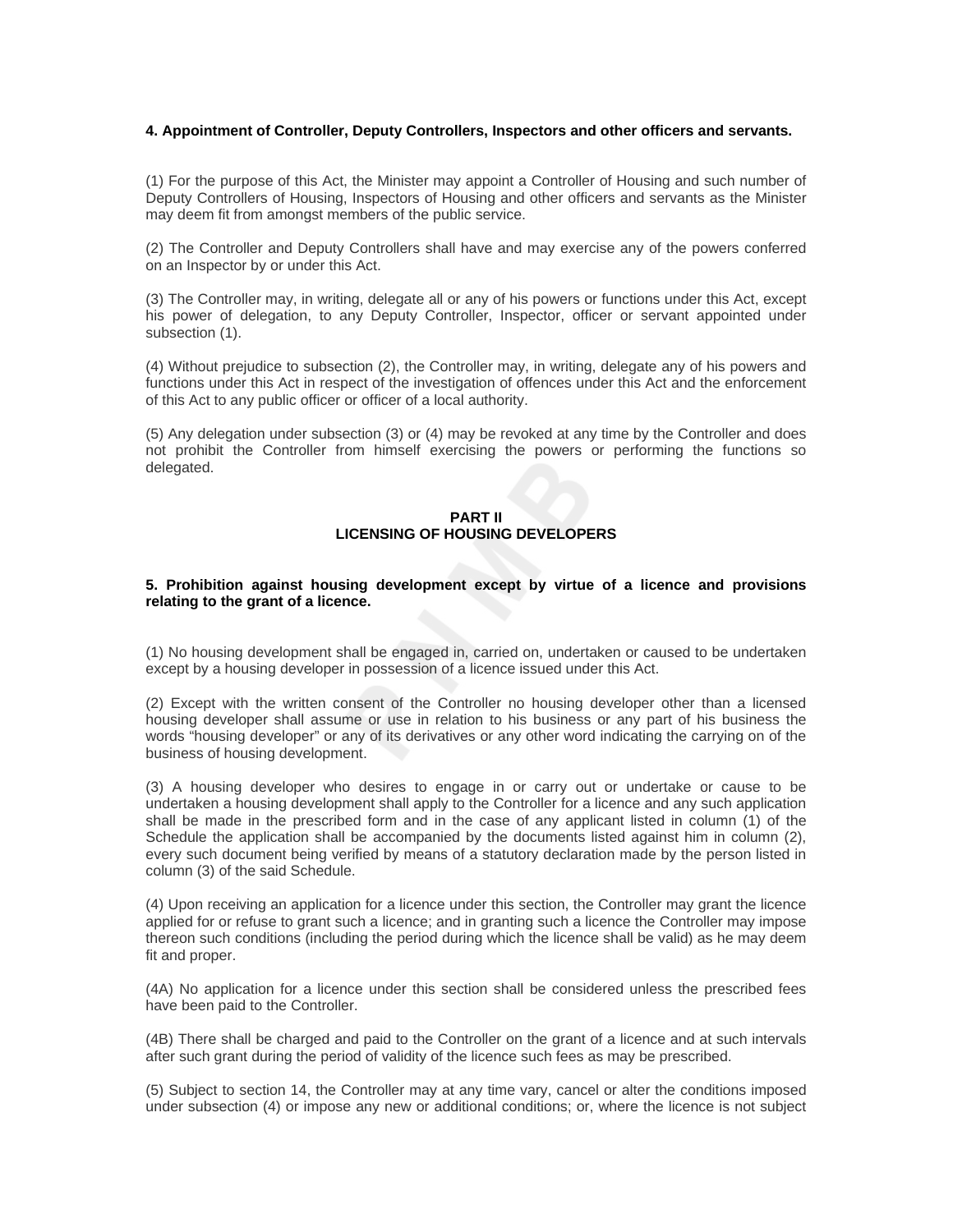**4. Appointment of Controller, Deputy Controllers, Inspectors and other officers and servants.**

(1) For the purpose of this Act, the Minister may appoint a Controller of Housing and such number of Deputy Controllers of Housing, Inspectors of Housing and other officers and servants as the Minister may deem fit from amongst members of the public service.

(2) The Controller and Deputy Controllers shall have and may exercise any of the powers conferred on an Inspector by or under this Act.

(3) The Controller may, in writing, delegate all or any of his powers or functions under this Act, except his power of delegation, to any Deputy Controller, Inspector, officer or servant appointed under subsection (1).

(4) Without prejudice to subsection (2), the Controller may, in writing, delegate any of his powers and functions under this Act in respect of the investigation of offences under this Act and the enforcement of this Act to any public officer or officer of a local authority.

(5) Any delegation under subsection (3) or (4) may be revoked at any time by the Controller and does not prohibit the Controller from himself exercising the powers or performing the functions so delegated.

## PART II
## LICENSING OF HOUSING DEVELOPERS

**5. Prohibition against housing development except by virtue of a licence and provisions relating to the grant of a licence.**

(1) No housing development shall be engaged in, carried on, undertaken or caused to be undertaken except by a housing developer in possession of a licence issued under this Act.

(2) Except with the written consent of the Controller no housing developer other than a licensed housing developer shall assume or use in relation to his business or any part of his business the words "housing developer" or any of its derivatives or any other word indicating the carrying on of the business of housing development.

(3) A housing developer who desires to engage in or carry out or undertake or cause to be undertaken a housing development shall apply to the Controller for a licence and any such application shall be made in the prescribed form and in the case of any applicant listed in column (1) of the Schedule the application shall be accompanied by the documents listed against him in column (2), every such document being verified by means of a statutory declaration made by the person listed in column (3) of the said Schedule.

(4) Upon receiving an application for a licence under this section, the Controller may grant the licence applied for or refuse to grant such a licence; and in granting such a licence the Controller may impose thereon such conditions (including the period during which the licence shall be valid) as he may deem fit and proper.

(4A) No application for a licence under this section shall be considered unless the prescribed fees have been paid to the Controller.

(4B) There shall be charged and paid to the Controller on the grant of a licence and at such intervals after such grant during the period of validity of the licence such fees as may be prescribed.

(5) Subject to section 14, the Controller may at any time vary, cancel or alter the conditions imposed under subsection (4) or impose any new or additional conditions; or, where the licence is not subject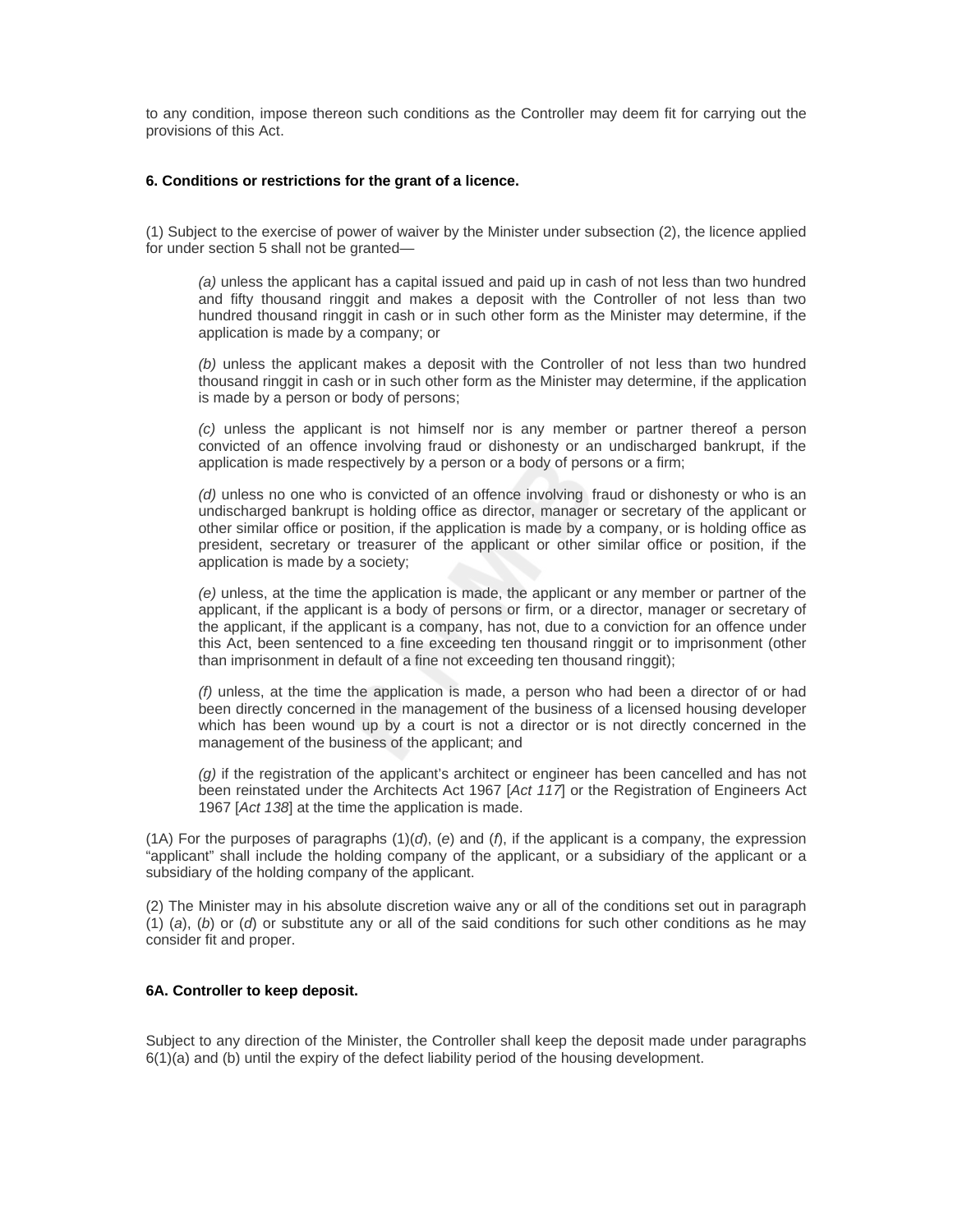to any condition, impose thereon such conditions as the Controller may deem fit for carrying out the provisions of this Act.

**6. Conditions or restrictions for the grant of a licence.**

(1) Subject to the exercise of power of waiver by the Minister under subsection (2), the licence applied for under section 5 shall not be granted—

*(a)* unless the applicant has a capital issued and paid up in cash of not less than two hundred and fifty thousand ringgit and makes a deposit with the Controller of not less than two hundred thousand ringgit in cash or in such other form as the Minister may determine, if the application is made by a company; or

*(b)* unless the applicant makes a deposit with the Controller of not less than two hundred thousand ringgit in cash or in such other form as the Minister may determine, if the application is made by a person or body of persons;

*(c)* unless the applicant is not himself nor is any member or partner thereof a person convicted of an offence involving fraud or dishonesty or an undischarged bankrupt, if the application is made respectively by a person or a body of persons or a firm;

*(d)* unless no one who is convicted of an offence involving fraud or dishonesty or who is an undischarged bankrupt is holding office as director, manager or secretary of the applicant or other similar office or position, if the application is made by a company, or is holding office as president, secretary or treasurer of the applicant or other similar office or position, if the application is made by a society;

*(e)* unless, at the time the application is made, the applicant or any member or partner of the applicant, if the applicant is a body of persons or firm, or a director, manager or secretary of the applicant, if the applicant is a company, has not, due to a conviction for an offence under this Act, been sentenced to a fine exceeding ten thousand ringgit or to imprisonment (other than imprisonment in default of a fine not exceeding ten thousand ringgit);

*(f)* unless, at the time the application is made, a person who had been a director of or had been directly concerned in the management of the business of a licensed housing developer which has been wound up by a court is not a director or is not directly concerned in the management of the business of the applicant; and

*(g)* if the registration of the applicant's architect or engineer has been cancelled and has not been reinstated under the Architects Act 1967 [*Act 117*] or the Registration of Engineers Act 1967 [*Act 138*] at the time the application is made.

(1A) For the purposes of paragraphs (1)(*d*), (*e*) and (*f*), if the applicant is a company, the expression "applicant" shall include the holding company of the applicant, or a subsidiary of the applicant or a subsidiary of the holding company of the applicant.

(2) The Minister may in his absolute discretion waive any or all of the conditions set out in paragraph (1) (*a*), (*b*) or (*d*) or substitute any or all of the said conditions for such other conditions as he may consider fit and proper.

**6A. Controller to keep deposit.**

Subject to any direction of the Minister, the Controller shall keep the deposit made under paragraphs 6(1)(a) and (b) until the expiry of the defect liability period of the housing development.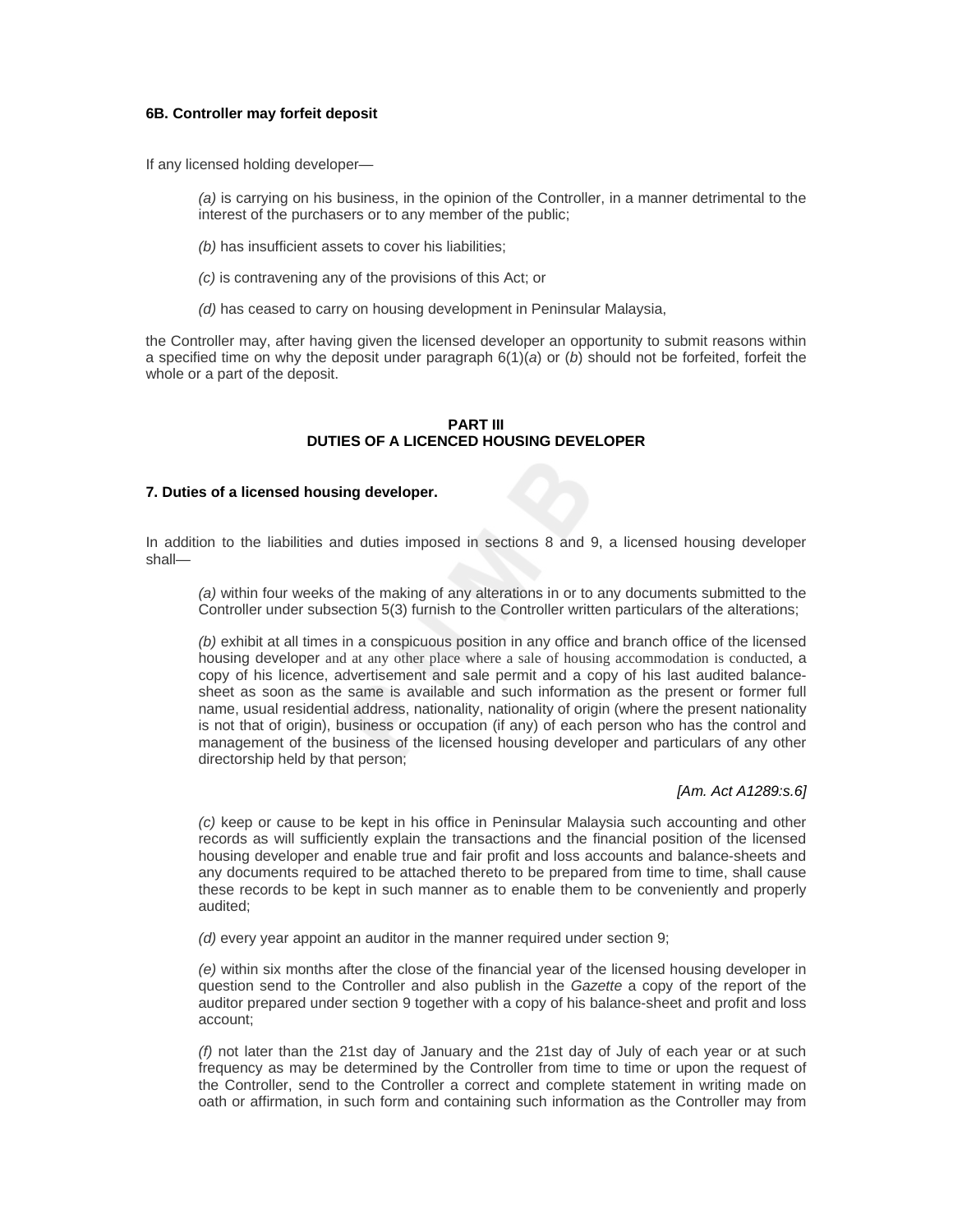**6B. Controller may forfeit deposit**

If any licensed holding developer—

*(a)* is carrying on his business, in the opinion of the Controller, in a manner detrimental to the interest of the purchasers or to any member of the public;

*(b)* has insufficient assets to cover his liabilities;

*(c)* is contravening any of the provisions of this Act; or

*(d)* has ceased to carry on housing development in Peninsular Malaysia,

the Controller may, after having given the licensed developer an opportunity to submit reasons within a specified time on why the deposit under paragraph 6(1)(*a*) or (*b*) should not be forfeited, forfeit the whole or a part of the deposit.

**PART III**
**DUTIES OF A LICENCED HOUSING DEVELOPER**

**7. Duties of a licensed housing developer.**

In addition to the liabilities and duties imposed in sections 8 and 9, a licensed housing developer shall—

*(a)* within four weeks of the making of any alterations in or to any documents submitted to the Controller under subsection 5(3) furnish to the Controller written particulars of the alterations;

*(b)* exhibit at all times in a conspicuous position in any office and branch office of the licensed housing developer and at any other place where a sale of housing accommodation is conducted, a copy of his licence, advertisement and sale permit and a copy of his last audited balance-sheet as soon as the same is available and such information as the present or former full name, usual residential address, nationality, nationality of origin (where the present nationality is not that of origin), business or occupation (if any) of each person who has the control and management of the business of the licensed housing developer and particulars of any other directorship held by that person;

*[Am. Act A1289:s.6]*

*(c)* keep or cause to be kept in his office in Peninsular Malaysia such accounting and other records as will sufficiently explain the transactions and the financial position of the licensed housing developer and enable true and fair profit and loss accounts and balance-sheets and any documents required to be attached thereto to be prepared from time to time, shall cause these records to be kept in such manner as to enable them to be conveniently and properly audited;

*(d)* every year appoint an auditor in the manner required under section 9;

*(e)* within six months after the close of the financial year of the licensed housing developer in question send to the Controller and also publish in the *Gazette* a copy of the report of the auditor prepared under section 9 together with a copy of his balance-sheet and profit and loss account;

*(f)* not later than the 21st day of January and the 21st day of July of each year or at such frequency as may be determined by the Controller from time to time or upon the request of the Controller, send to the Controller a correct and complete statement in writing made on oath or affirmation, in such form and containing such information as the Controller may from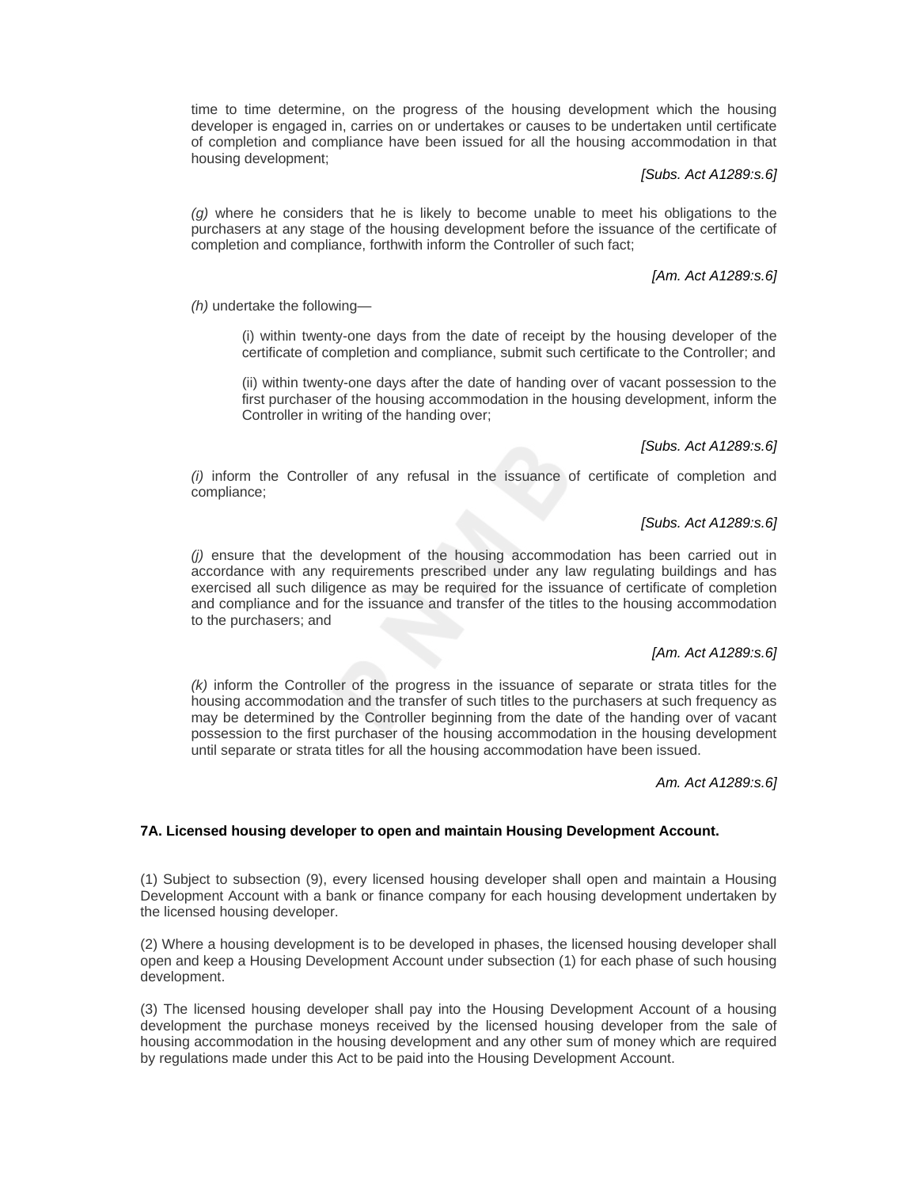time to time determine, on the progress of the housing development which the housing developer is engaged in, carries on or undertakes or causes to be undertaken until certificate of completion and compliance have been issued for all the housing accommodation in that housing development;

*[Subs. Act A1289:s.6]*

*(g)* where he considers that he is likely to become unable to meet his obligations to the purchasers at any stage of the housing development before the issuance of the certificate of completion and compliance, forthwith inform the Controller of such fact;

*[Am. Act A1289:s.6]*

*(h)* undertake the following—

(i) within twenty-one days from the date of receipt by the housing developer of the certificate of completion and compliance, submit such certificate to the Controller; and

(ii) within twenty-one days after the date of handing over of vacant possession to the first purchaser of the housing accommodation in the housing development, inform the Controller in writing of the handing over;

*[Subs. Act A1289:s.6]*

*(i)* inform the Controller of any refusal in the issuance of certificate of completion and compliance;

*[Subs. Act A1289:s.6]*

*(j)* ensure that the development of the housing accommodation has been carried out in accordance with any requirements prescribed under any law regulating buildings and has exercised all such diligence as may be required for the issuance of certificate of completion and compliance and for the issuance and transfer of the titles to the housing accommodation to the purchasers; and

*[Am. Act A1289:s.6]*

*(k)* inform the Controller of the progress in the issuance of separate or strata titles for the housing accommodation and the transfer of such titles to the purchasers at such frequency as may be determined by the Controller beginning from the date of the handing over of vacant possession to the first purchaser of the housing accommodation in the housing development until separate or strata titles for all the housing accommodation have been issued.

*Am. Act A1289:s.6]*

**7A. Licensed housing developer to open and maintain Housing Development Account.**

(1) Subject to subsection (9), every licensed housing developer shall open and maintain a Housing Development Account with a bank or finance company for each housing development undertaken by the licensed housing developer.

(2) Where a housing development is to be developed in phases, the licensed housing developer shall open and keep a Housing Development Account under subsection (1) for each phase of such housing development.

(3) The licensed housing developer shall pay into the Housing Development Account of a housing development the purchase moneys received by the licensed housing developer from the sale of housing accommodation in the housing development and any other sum of money which are required by regulations made under this Act to be paid into the Housing Development Account.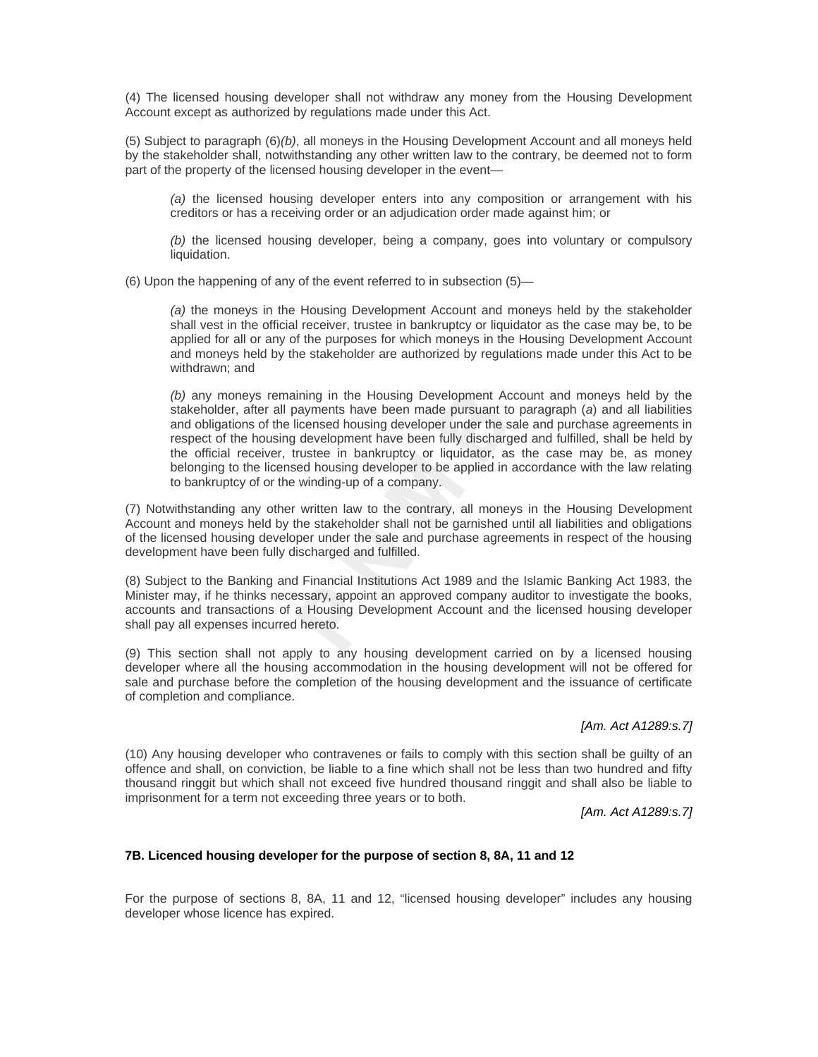(4) The licensed housing developer shall not withdraw any money from the Housing Development Account except as authorized by regulations made under this Act.

(5) Subject to paragraph (6)*(b)*, all moneys in the Housing Development Account and all moneys held by the stakeholder shall, notwithstanding any other written law to the contrary, be deemed not to form part of the property of the licensed housing developer in the event—

*(a)* the licensed housing developer enters into any composition or arrangement with his creditors or has a receiving order or an adjudication order made against him; or

*(b)* the licensed housing developer, being a company, goes into voluntary or compulsory liquidation.

(6) Upon the happening of any of the event referred to in subsection (5)—

*(a)* the moneys in the Housing Development Account and moneys held by the stakeholder shall vest in the official receiver, trustee in bankruptcy or liquidator as the case may be, to be applied for all or any of the purposes for which moneys in the Housing Development Account and moneys held by the stakeholder are authorized by regulations made under this Act to be withdrawn; and

*(b)* any moneys remaining in the Housing Development Account and moneys held by the stakeholder, after all payments have been made pursuant to paragraph (*a*) and all liabilities and obligations of the licensed housing developer under the sale and purchase agreements in respect of the housing development have been fully discharged and fulfilled, shall be held by the official receiver, trustee in bankruptcy or liquidator, as the case may be, as money belonging to the licensed housing developer to be applied in accordance with the law relating to bankruptcy of or the winding-up of a company.

(7) Notwithstanding any other written law to the contrary, all moneys in the Housing Development Account and moneys held by the stakeholder shall not be garnished until all liabilities and obligations of the licensed housing developer under the sale and purchase agreements in respect of the housing development have been fully discharged and fulfilled.

(8) Subject to the Banking and Financial Institutions Act 1989 and the Islamic Banking Act 1983, the Minister may, if he thinks necessary, appoint an approved company auditor to investigate the books, accounts and transactions of a Housing Development Account and the licensed housing developer shall pay all expenses incurred hereto.

(9) This section shall not apply to any housing development carried on by a licensed housing developer where all the housing accommodation in the housing development will not be offered for sale and purchase before the completion of the housing development and the issuance of certificate of completion and compliance.

*[Am. Act A1289:s.7]*

(10) Any housing developer who contravenes or fails to comply with this section shall be guilty of an offence and shall, on conviction, be liable to a fine which shall not be less than two hundred and fifty thousand ringgit but which shall not exceed five hundred thousand ringgit and shall also be liable to imprisonment for a term not exceeding three years or to both.

*[Am. Act A1289:s.7]*

**7B. Licenced housing developer for the purpose of section 8, 8A, 11 and 12**

For the purpose of sections 8, 8A, 11 and 12, "licensed housing developer" includes any housing developer whose licence has expired.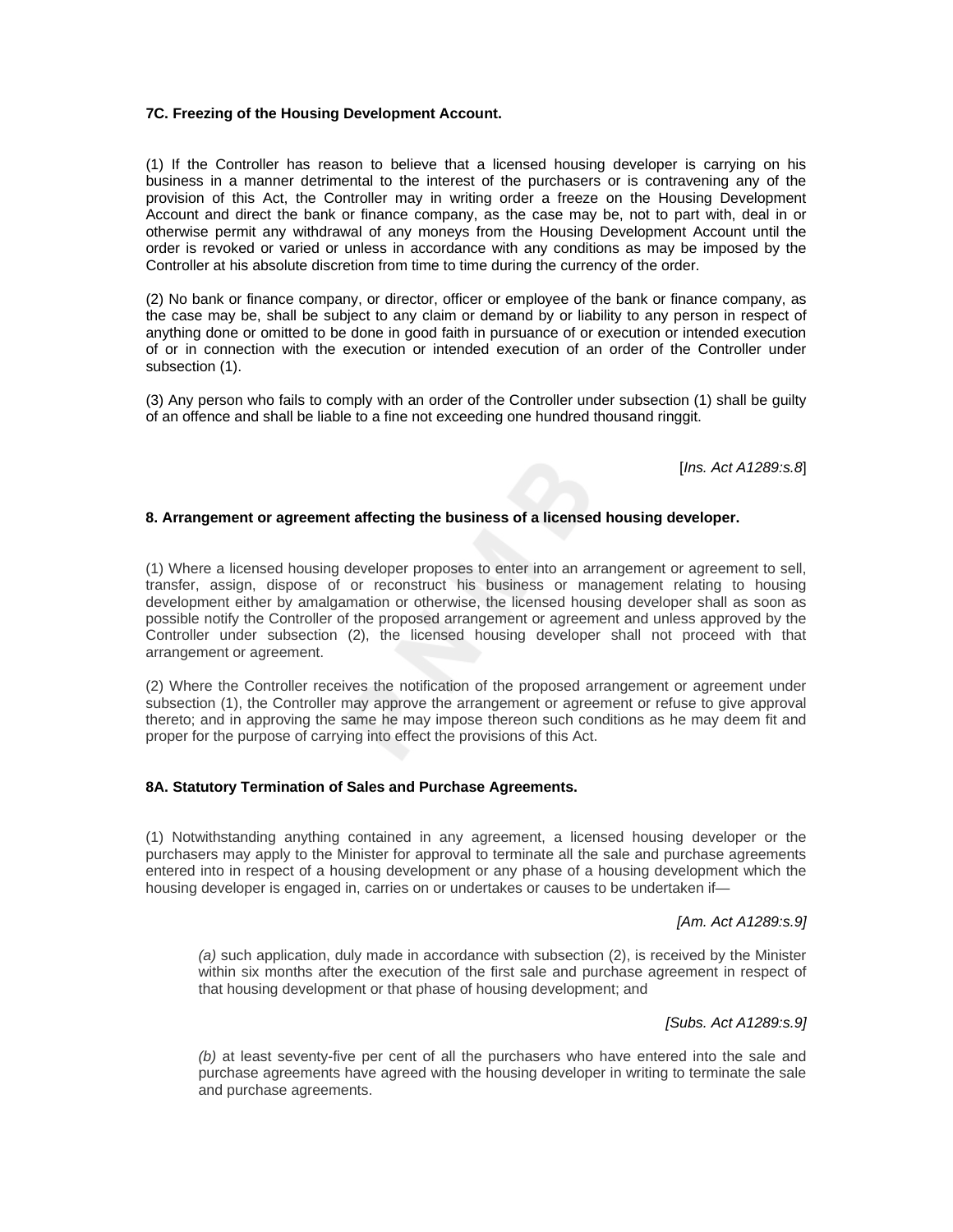### 7C. Freezing of the Housing Development Account.

(1) If the Controller has reason to believe that a licensed housing developer is carrying on his business in a manner detrimental to the interest of the purchasers or is contravening any of the provision of this Act, the Controller may in writing order a freeze on the Housing Development Account and direct the bank or finance company, as the case may be, not to part with, deal in or otherwise permit any withdrawal of any moneys from the Housing Development Account until the order is revoked or varied or unless in accordance with any conditions as may be imposed by the Controller at his absolute discretion from time to time during the currency of the order.

(2) No bank or finance company, or director, officer or employee of the bank or finance company, as the case may be, shall be subject to any claim or demand by or liability to any person in respect of anything done or omitted to be done in good faith in pursuance of or execution or intended execution of or in connection with the execution or intended execution of an order of the Controller under subsection (1).

(3) Any person who fails to comply with an order of the Controller under subsection (1) shall be guilty of an offence and shall be liable to a fine not exceeding one hundred thousand ringgit.

[*Ins. Act A1289:s.8*]

### 8. Arrangement or agreement affecting the business of a licensed housing developer.

(1) Where a licensed housing developer proposes to enter into an arrangement or agreement to sell, transfer, assign, dispose of or reconstruct his business or management relating to housing development either by amalgamation or otherwise, the licensed housing developer shall as soon as possible notify the Controller of the proposed arrangement or agreement and unless approved by the Controller under subsection (2), the licensed housing developer shall not proceed with that arrangement or agreement.

(2) Where the Controller receives the notification of the proposed arrangement or agreement under subsection (1), the Controller may approve the arrangement or agreement or refuse to give approval thereto; and in approving the same he may impose thereon such conditions as he may deem fit and proper for the purpose of carrying into effect the provisions of this Act.

### 8A. Statutory Termination of Sales and Purchase Agreements.

(1) Notwithstanding anything contained in any agreement, a licensed housing developer or the purchasers may apply to the Minister for approval to terminate all the sale and purchase agreements entered into in respect of a housing development or any phase of a housing development which the housing developer is engaged in, carries on or undertakes or causes to be undertaken if—

*[Am. Act A1289:s.9]*

*(a)* such application, duly made in accordance with subsection (2), is received by the Minister within six months after the execution of the first sale and purchase agreement in respect of that housing development or that phase of housing development; and

*[Subs. Act A1289:s.9]*

*(b)* at least seventy-five per cent of all the purchasers who have entered into the sale and purchase agreements have agreed with the housing developer in writing to terminate the sale and purchase agreements.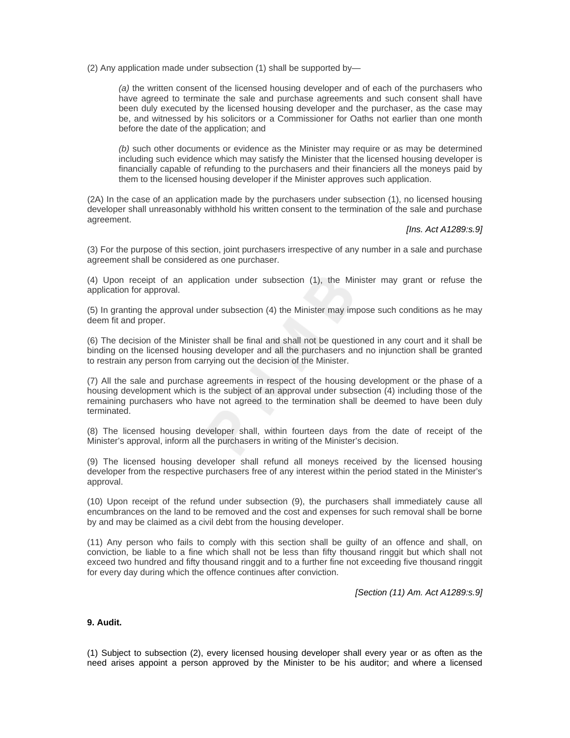(2) Any application made under subsection (1) shall be supported by—

> *(a)* the written consent of the licensed housing developer and of each of the purchasers who have agreed to terminate the sale and purchase agreements and such consent shall have been duly executed by the licensed housing developer and the purchaser, as the case may be, and witnessed by his solicitors or a Commissioner for Oaths not earlier than one month before the date of the application; and
>
> *(b)* such other documents or evidence as the Minister may require or as may be determined including such evidence which may satisfy the Minister that the licensed housing developer is financially capable of refunding to the purchasers and their financiers all the moneys paid by them to the licensed housing developer if the Minister approves such application.

(2A) In the case of an application made by the purchasers under subsection (1), no licensed housing developer shall unreasonably withhold his written consent to the termination of the sale and purchase agreement.

*[Ins. Act A1289:s.9]*

(3) For the purpose of this section, joint purchasers irrespective of any number in a sale and purchase agreement shall be considered as one purchaser.

(4) Upon receipt of an application under subsection (1), the Minister may grant or refuse the application for approval.

(5) In granting the approval under subsection (4) the Minister may impose such conditions as he may deem fit and proper.

(6) The decision of the Minister shall be final and shall not be questioned in any court and it shall be binding on the licensed housing developer and all the purchasers and no injunction shall be granted to restrain any person from carrying out the decision of the Minister.

(7) All the sale and purchase agreements in respect of the housing development or the phase of a housing development which is the subject of an approval under subsection (4) including those of the remaining purchasers who have not agreed to the termination shall be deemed to have been duly terminated.

(8) The licensed housing developer shall, within fourteen days from the date of receipt of the Minister's approval, inform all the purchasers in writing of the Minister's decision.

(9) The licensed housing developer shall refund all moneys received by the licensed housing developer from the respective purchasers free of any interest within the period stated in the Minister's approval.

(10) Upon receipt of the refund under subsection (9), the purchasers shall immediately cause all encumbrances on the land to be removed and the cost and expenses for such removal shall be borne by and may be claimed as a civil debt from the housing developer.

(11) Any person who fails to comply with this section shall be guilty of an offence and shall, on conviction, be liable to a fine which shall not be less than fifty thousand ringgit but which shall not exceed two hundred and fifty thousand ringgit and to a further fine not exceeding five thousand ringgit for every day during which the offence continues after conviction.

*[Section (11) Am. Act A1289:s.9]*

**9. Audit.**

(1) Subject to subsection (2), every licensed housing developer shall every year or as often as the need arises appoint a person approved by the Minister to be his auditor; and where a licensed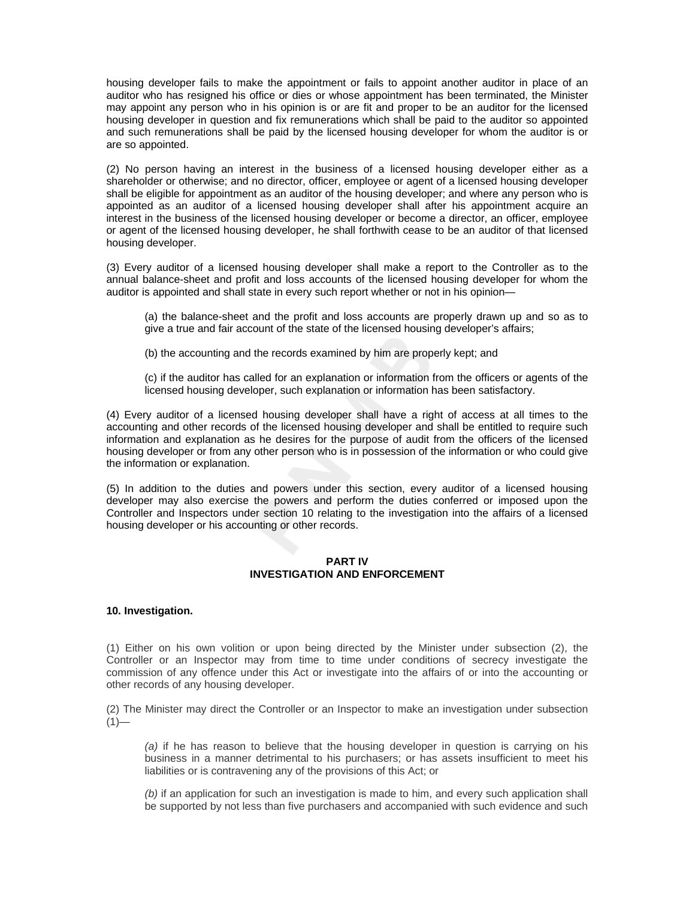housing developer fails to make the appointment or fails to appoint another auditor in place of an auditor who has resigned his office or dies or whose appointment has been terminated, the Minister may appoint any person who in his opinion is or are fit and proper to be an auditor for the licensed housing developer in question and fix remunerations which shall be paid to the auditor so appointed and such remunerations shall be paid by the licensed housing developer for whom the auditor is or are so appointed.

(2) No person having an interest in the business of a licensed housing developer either as a shareholder or otherwise; and no director, officer, employee or agent of a licensed housing developer shall be eligible for appointment as an auditor of the housing developer; and where any person who is appointed as an auditor of a licensed housing developer shall after his appointment acquire an interest in the business of the licensed housing developer or become a director, an officer, employee or agent of the licensed housing developer, he shall forthwith cease to be an auditor of that licensed housing developer.

(3) Every auditor of a licensed housing developer shall make a report to the Controller as to the annual balance-sheet and profit and loss accounts of the licensed housing developer for whom the auditor is appointed and shall state in every such report whether or not in his opinion—

(a) the balance-sheet and the profit and loss accounts are properly drawn up and so as to give a true and fair account of the state of the licensed housing developer's affairs;

(b) the accounting and the records examined by him are properly kept; and

(c) if the auditor has called for an explanation or information from the officers or agents of the licensed housing developer, such explanation or information has been satisfactory.

(4) Every auditor of a licensed housing developer shall have a right of access at all times to the accounting and other records of the licensed housing developer and shall be entitled to require such information and explanation as he desires for the purpose of audit from the officers of the licensed housing developer or from any other person who is in possession of the information or who could give the information or explanation.

(5) In addition to the duties and powers under this section, every auditor of a licensed housing developer may also exercise the powers and perform the duties conferred or imposed upon the Controller and Inspectors under section 10 relating to the investigation into the affairs of a licensed housing developer or his accounting or other records.

## PART IV
## INVESTIGATION AND ENFORCEMENT

### 10. Investigation.

(1) Either on his own volition or upon being directed by the Minister under subsection (2), the Controller or an Inspector may from time to time under conditions of secrecy investigate the commission of any offence under this Act or investigate into the affairs of or into the accounting or other records of any housing developer.

(2) The Minister may direct the Controller or an Inspector to make an investigation under subsection (1)—

*(a)* if he has reason to believe that the housing developer in question is carrying on his business in a manner detrimental to his purchasers; or has assets insufficient to meet his liabilities or is contravening any of the provisions of this Act; or

*(b)* if an application for such an investigation is made to him, and every such application shall be supported by not less than five purchasers and accompanied with such evidence and such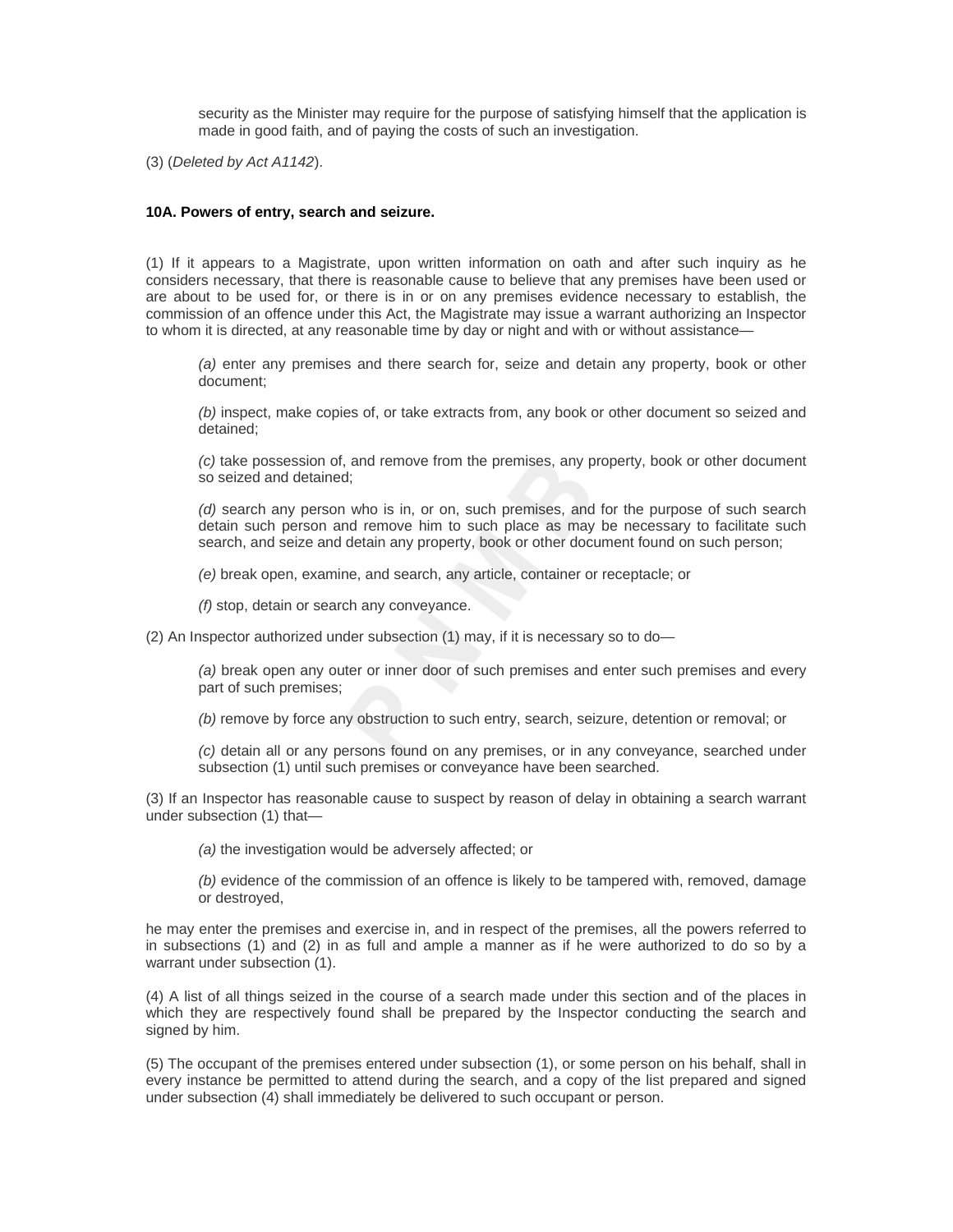security as the Minister may require for the purpose of satisfying himself that the application is made in good faith, and of paying the costs of such an investigation.

(3) (*Deleted by Act A1142*).

**10A. Powers of entry, search and seizure.**

(1) If it appears to a Magistrate, upon written information on oath and after such inquiry as he considers necessary, that there is reasonable cause to believe that any premises have been used or are about to be used for, or there is in or on any premises evidence necessary to establish, the commission of an offence under this Act, the Magistrate may issue a warrant authorizing an Inspector to whom it is directed, at any reasonable time by day or night and with or without assistance—

*(a)* enter any premises and there search for, seize and detain any property, book or other document;

*(b)* inspect, make copies of, or take extracts from, any book or other document so seized and detained;

*(c)* take possession of, and remove from the premises, any property, book or other document so seized and detained;

*(d)* search any person who is in, or on, such premises, and for the purpose of such search detain such person and remove him to such place as may be necessary to facilitate such search, and seize and detain any property, book or other document found on such person;

*(e)* break open, examine, and search, any article, container or receptacle; or

*(f)* stop, detain or search any conveyance.

(2) An Inspector authorized under subsection (1) may, if it is necessary so to do—

*(a)* break open any outer or inner door of such premises and enter such premises and every part of such premises;

*(b)* remove by force any obstruction to such entry, search, seizure, detention or removal; or

*(c)* detain all or any persons found on any premises, or in any conveyance, searched under subsection (1) until such premises or conveyance have been searched.

(3) If an Inspector has reasonable cause to suspect by reason of delay in obtaining a search warrant under subsection (1) that—

*(a)* the investigation would be adversely affected; or

*(b)* evidence of the commission of an offence is likely to be tampered with, removed, damage or destroyed,

he may enter the premises and exercise in, and in respect of the premises, all the powers referred to in subsections (1) and (2) in as full and ample a manner as if he were authorized to do so by a warrant under subsection (1).

(4) A list of all things seized in the course of a search made under this section and of the places in which they are respectively found shall be prepared by the Inspector conducting the search and signed by him.

(5) The occupant of the premises entered under subsection (1), or some person on his behalf, shall in every instance be permitted to attend during the search, and a copy of the list prepared and signed under subsection (4) shall immediately be delivered to such occupant or person.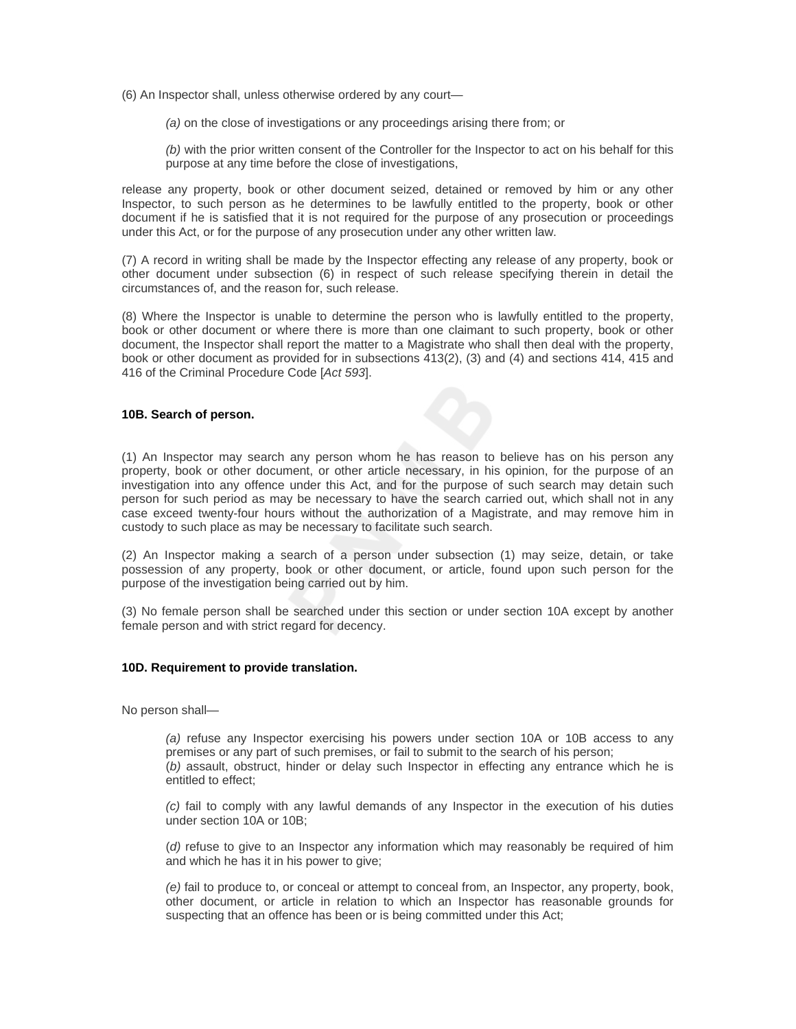(6) An Inspector shall, unless otherwise ordered by any court—

> *(a)* on the close of investigations or any proceedings arising there from; or
>
> *(b)* with the prior written consent of the Controller for the Inspector to act on his behalf for this purpose at any time before the close of investigations,

release any property, book or other document seized, detained or removed by him or any other Inspector, to such person as he determines to be lawfully entitled to the property, book or other document if he is satisfied that it is not required for the purpose of any prosecution or proceedings under this Act, or for the purpose of any prosecution under any other written law.

(7) A record in writing shall be made by the Inspector effecting any release of any property, book or other document under subsection (6) in respect of such release specifying therein in detail the circumstances of, and the reason for, such release.

(8) Where the Inspector is unable to determine the person who is lawfully entitled to the property, book or other document or where there is more than one claimant to such property, book or other document, the Inspector shall report the matter to a Magistrate who shall then deal with the property, book or other document as provided for in subsections 413(2), (3) and (4) and sections 414, 415 and 416 of the Criminal Procedure Code [*Act 593*].

**10B. Search of person.**

(1) An Inspector may search any person whom he has reason to believe has on his person any property, book or other document, or other article necessary, in his opinion, for the purpose of an investigation into any offence under this Act, and for the purpose of such search may detain such person for such period as may be necessary to have the search carried out, which shall not in any case exceed twenty-four hours without the authorization of a Magistrate, and may remove him in custody to such place as may be necessary to facilitate such search.

(2) An Inspector making a search of a person under subsection (1) may seize, detain, or take possession of any property, book or other document, or article, found upon such person for the purpose of the investigation being carried out by him.

(3) No female person shall be searched under this section or under section 10A except by another female person and with strict regard for decency.

**10D. Requirement to provide translation.**

No person shall—

> *(a)* refuse any Inspector exercising his powers under section 10A or 10B access to any premises or any part of such premises, or fail to submit to the search of his person;
> (*b)* assault, obstruct, hinder or delay such Inspector in effecting any entrance which he is entitled to effect;
>
> *(c)* fail to comply with any lawful demands of any Inspector in the execution of his duties under section 10A or 10B;
>
> (*d)* refuse to give to an Inspector any information which may reasonably be required of him and which he has it in his power to give;
>
> *(e)* fail to produce to, or conceal or attempt to conceal from, an Inspector, any property, book, other document, or article in relation to which an Inspector has reasonable grounds for suspecting that an offence has been or is being committed under this Act;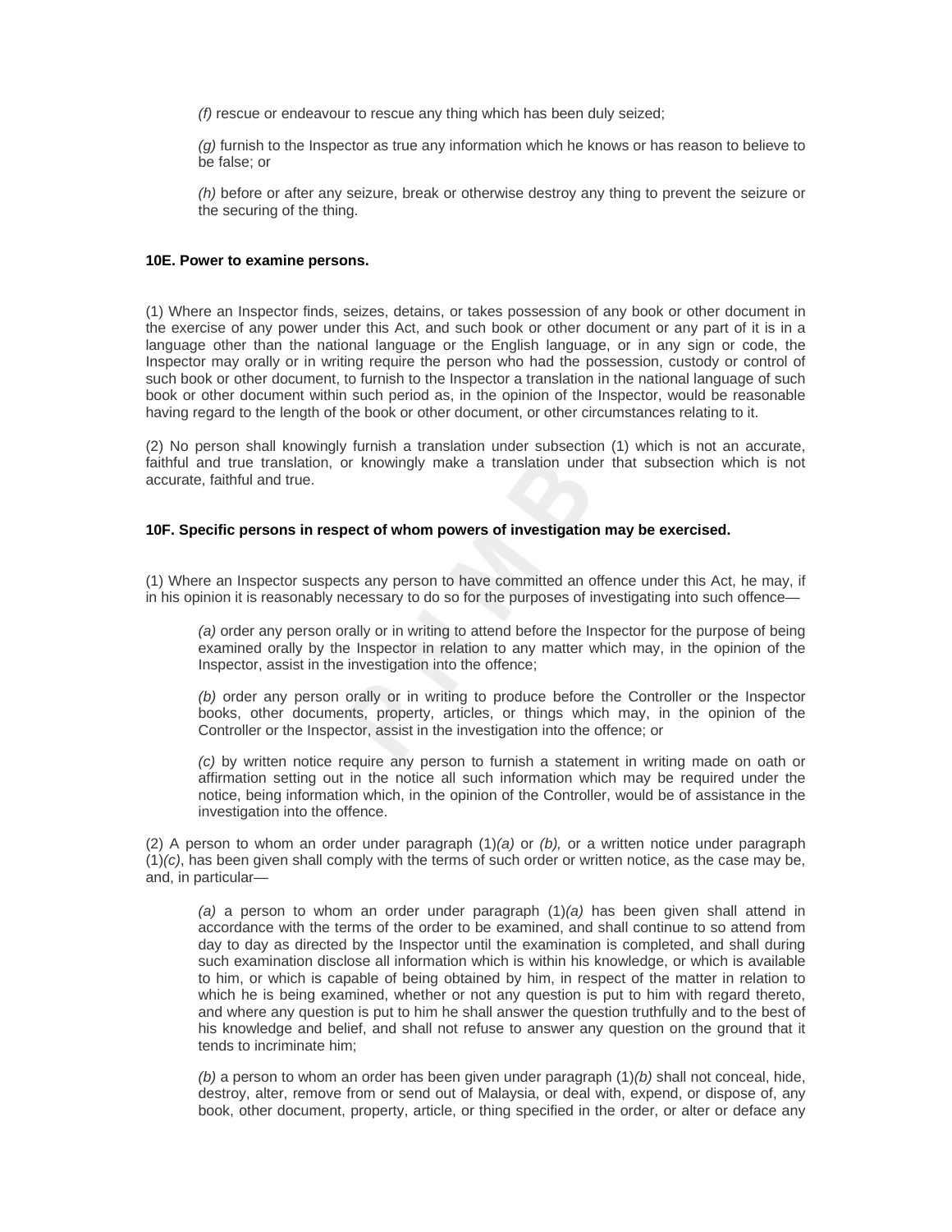*(f)* rescue or endeavour to rescue any thing which has been duly seized;

*(g)* furnish to the Inspector as true any information which he knows or has reason to believe to be false; or

*(h)* before or after any seizure, break or otherwise destroy any thing to prevent the seizure or the securing of the thing.

**10E. Power to examine persons.**

(1) Where an Inspector finds, seizes, detains, or takes possession of any book or other document in the exercise of any power under this Act, and such book or other document or any part of it is in a language other than the national language or the English language, or in any sign or code, the Inspector may orally or in writing require the person who had the possession, custody or control of such book or other document, to furnish to the Inspector a translation in the national language of such book or other document within such period as, in the opinion of the Inspector, would be reasonable having regard to the length of the book or other document, or other circumstances relating to it.

(2) No person shall knowingly furnish a translation under subsection (1) which is not an accurate, faithful and true translation, or knowingly make a translation under that subsection which is not accurate, faithful and true.

**10F. Specific persons in respect of whom powers of investigation may be exercised.**

(1) Where an Inspector suspects any person to have committed an offence under this Act, he may, if in his opinion it is reasonably necessary to do so for the purposes of investigating into such offence—

*(a)* order any person orally or in writing to attend before the Inspector for the purpose of being examined orally by the Inspector in relation to any matter which may, in the opinion of the Inspector, assist in the investigation into the offence;

*(b)* order any person orally or in writing to produce before the Controller or the Inspector books, other documents, property, articles, or things which may, in the opinion of the Controller or the Inspector, assist in the investigation into the offence; or

*(c)* by written notice require any person to furnish a statement in writing made on oath or affirmation setting out in the notice all such information which may be required under the notice, being information which, in the opinion of the Controller, would be of assistance in the investigation into the offence.

(2) A person to whom an order under paragraph (1)*(a)* or *(b),* or a written notice under paragraph (1)*(c)*, has been given shall comply with the terms of such order or written notice, as the case may be, and, in particular—

*(a)* a person to whom an order under paragraph (1)*(a)* has been given shall attend in accordance with the terms of the order to be examined, and shall continue to so attend from day to day as directed by the Inspector until the examination is completed, and shall during such examination disclose all information which is within his knowledge, or which is available to him, or which is capable of being obtained by him, in respect of the matter in relation to which he is being examined, whether or not any question is put to him with regard thereto, and where any question is put to him he shall answer the question truthfully and to the best of his knowledge and belief, and shall not refuse to answer any question on the ground that it tends to incriminate him;

*(b)* a person to whom an order has been given under paragraph (1)*(b)* shall not conceal, hide, destroy, alter, remove from or send out of Malaysia, or deal with, expend, or dispose of, any book, other document, property, article, or thing specified in the order, or alter or deface any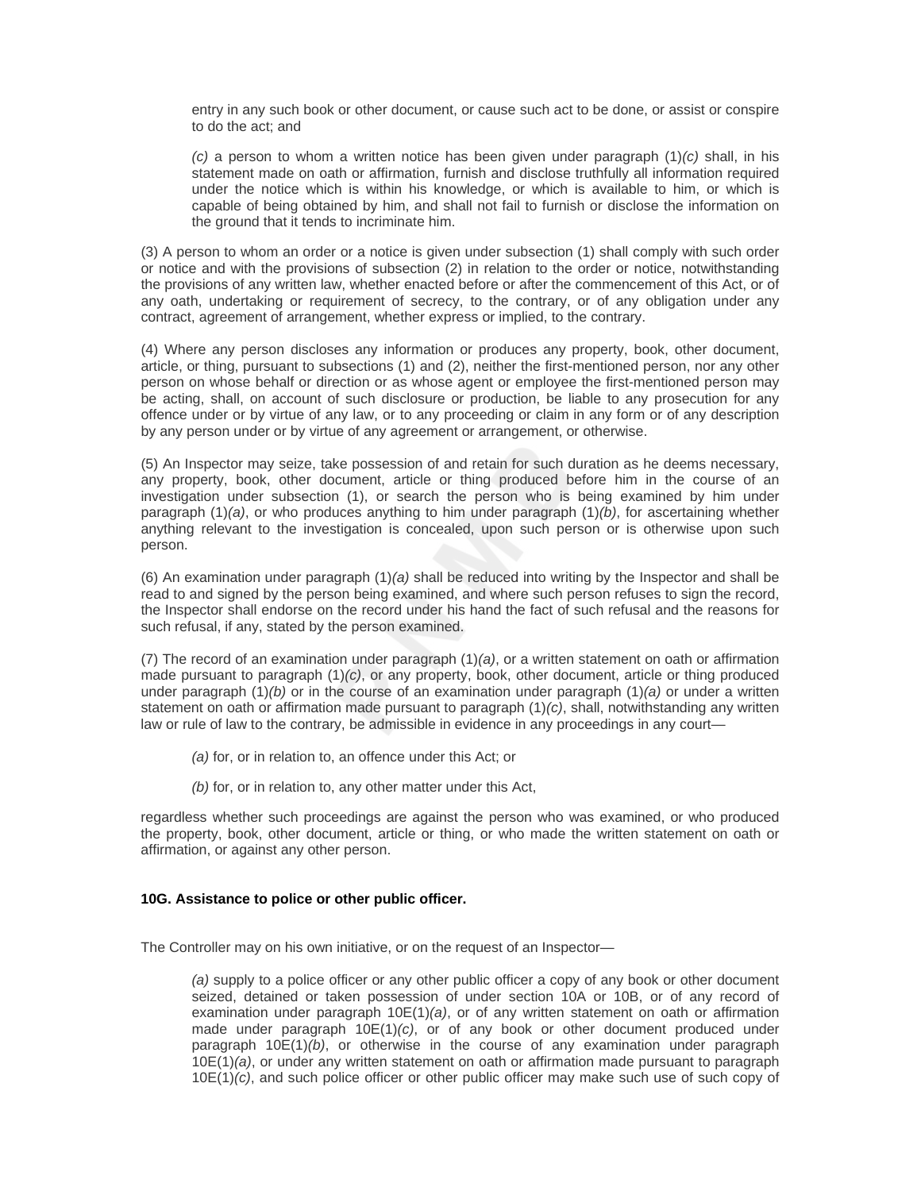entry in any such book or other document, or cause such act to be done, or assist or conspire to do the act; and

*(c)* a person to whom a written notice has been given under paragraph (1)*(c)* shall, in his statement made on oath or affirmation, furnish and disclose truthfully all information required under the notice which is within his knowledge, or which is available to him, or which is capable of being obtained by him, and shall not fail to furnish or disclose the information on the ground that it tends to incriminate him.

(3) A person to whom an order or a notice is given under subsection (1) shall comply with such order or notice and with the provisions of subsection (2) in relation to the order or notice, notwithstanding the provisions of any written law, whether enacted before or after the commencement of this Act, or of any oath, undertaking or requirement of secrecy, to the contrary, or of any obligation under any contract, agreement of arrangement, whether express or implied, to the contrary.

(4) Where any person discloses any information or produces any property, book, other document, article, or thing, pursuant to subsections (1) and (2), neither the first-mentioned person, nor any other person on whose behalf or direction or as whose agent or employee the first-mentioned person may be acting, shall, on account of such disclosure or production, be liable to any prosecution for any offence under or by virtue of any law, or to any proceeding or claim in any form or of any description by any person under or by virtue of any agreement or arrangement, or otherwise.

(5) An Inspector may seize, take possession of and retain for such duration as he deems necessary, any property, book, other document, article or thing produced before him in the course of an investigation under subsection (1), or search the person who is being examined by him under paragraph (1)*(a)*, or who produces anything to him under paragraph (1)*(b)*, for ascertaining whether anything relevant to the investigation is concealed, upon such person or is otherwise upon such person.

(6) An examination under paragraph (1)*(a)* shall be reduced into writing by the Inspector and shall be read to and signed by the person being examined, and where such person refuses to sign the record, the Inspector shall endorse on the record under his hand the fact of such refusal and the reasons for such refusal, if any, stated by the person examined.

(7) The record of an examination under paragraph (1)*(a)*, or a written statement on oath or affirmation made pursuant to paragraph (1)*(c)*, or any property, book, other document, article or thing produced under paragraph (1)*(b)* or in the course of an examination under paragraph (1)*(a)* or under a written statement on oath or affirmation made pursuant to paragraph (1)*(c)*, shall, notwithstanding any written law or rule of law to the contrary, be admissible in evidence in any proceedings in any court—

*(a)* for, or in relation to, an offence under this Act; or

*(b)* for, or in relation to, any other matter under this Act,

regardless whether such proceedings are against the person who was examined, or who produced the property, book, other document, article or thing, or who made the written statement on oath or affirmation, or against any other person.

**10G. Assistance to police or other public officer.**

The Controller may on his own initiative, or on the request of an Inspector—

*(a)* supply to a police officer or any other public officer a copy of any book or other document seized, detained or taken possession of under section 10A or 10B, or of any record of examination under paragraph 10E(1)*(a)*, or of any written statement on oath or affirmation made under paragraph 10E(1)*(c)*, or of any book or other document produced under paragraph 10E(1)*(b)*, or otherwise in the course of any examination under paragraph 10E(1)*(a)*, or under any written statement on oath or affirmation made pursuant to paragraph 10E(1)*(c)*, and such police officer or other public officer may make such use of such copy of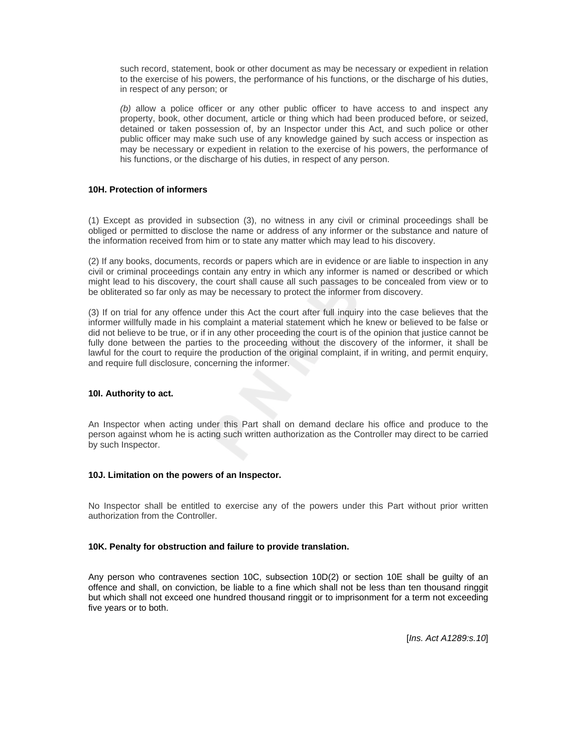such record, statement, book or other document as may be necessary or expedient in relation to the exercise of his powers, the performance of his functions, or the discharge of his duties, in respect of any person; or

*(b)* allow a police officer or any other public officer to have access to and inspect any property, book, other document, article or thing which had been produced before, or seized, detained or taken possession of, by an Inspector under this Act, and such police or other public officer may make such use of any knowledge gained by such access or inspection as may be necessary or expedient in relation to the exercise of his powers, the performance of his functions, or the discharge of his duties, in respect of any person.

**10H. Protection of informers**

(1) Except as provided in subsection (3), no witness in any civil or criminal proceedings shall be obliged or permitted to disclose the name or address of any informer or the substance and nature of the information received from him or to state any matter which may lead to his discovery.

(2) If any books, documents, records or papers which are in evidence or are liable to inspection in any civil or criminal proceedings contain any entry in which any informer is named or described or which might lead to his discovery, the court shall cause all such passages to be concealed from view or to be obliterated so far only as may be necessary to protect the informer from discovery.

(3) If on trial for any offence under this Act the court after full inquiry into the case believes that the informer willfully made in his complaint a material statement which he knew or believed to be false or did not believe to be true, or if in any other proceeding the court is of the opinion that justice cannot be fully done between the parties to the proceeding without the discovery of the informer, it shall be lawful for the court to require the production of the original complaint, if in writing, and permit enquiry, and require full disclosure, concerning the informer.

**10I. Authority to act.**

An Inspector when acting under this Part shall on demand declare his office and produce to the person against whom he is acting such written authorization as the Controller may direct to be carried by such Inspector.

**10J. Limitation on the powers of an Inspector.**

No Inspector shall be entitled to exercise any of the powers under this Part without prior written authorization from the Controller.

**10K. Penalty for obstruction and failure to provide translation.**

Any person who contravenes section 10C, subsection 10D(2) or section 10E shall be guilty of an offence and shall, on conviction, be liable to a fine which shall not be less than ten thousand ringgit but which shall not exceed one hundred thousand ringgit or to imprisonment for a term not exceeding five years or to both.

[*Ins. Act A1289:s.10*]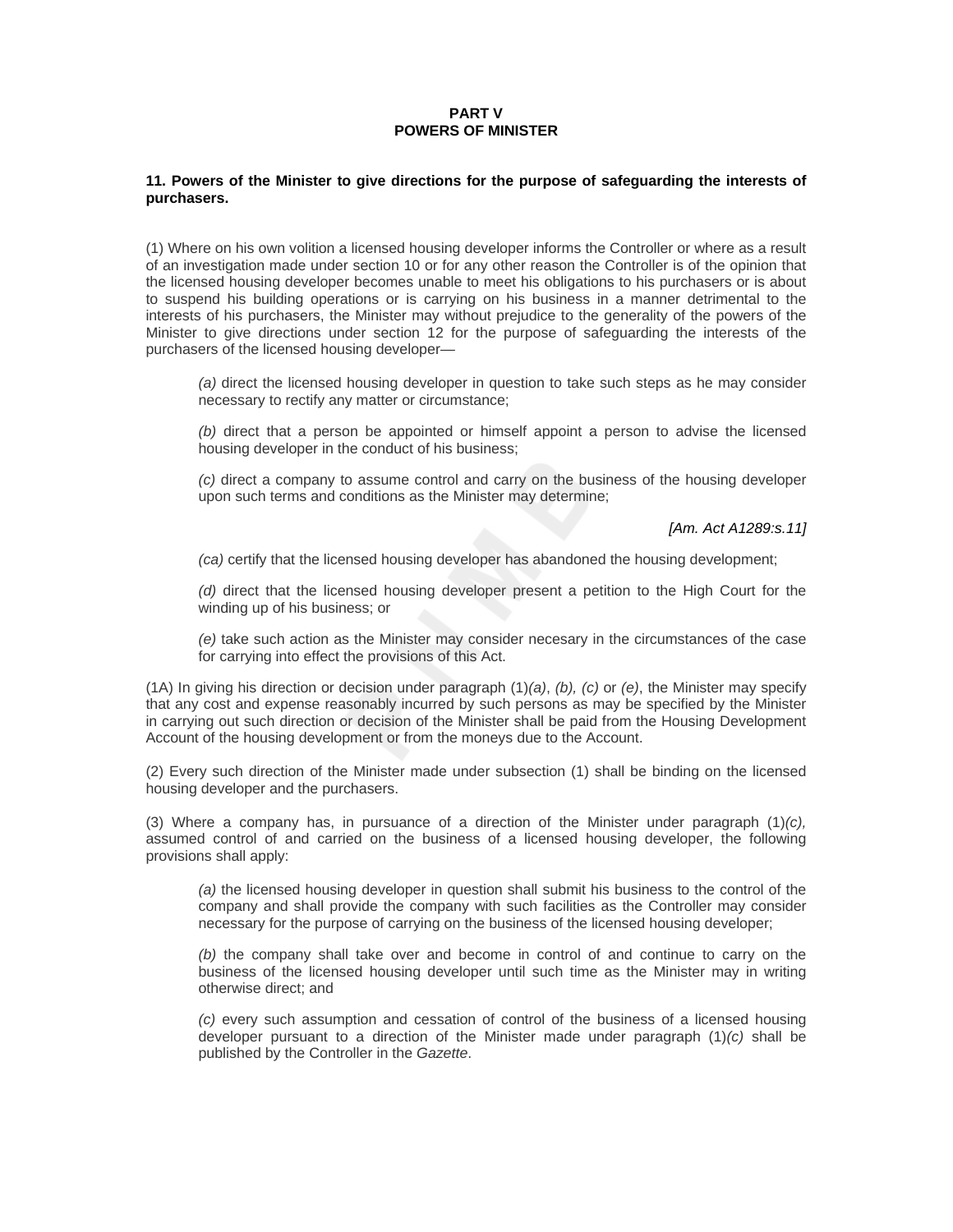## PART V
## POWERS OF MINISTER

### 11. Powers of the Minister to give directions for the purpose of safeguarding the interests of purchasers.

(1) Where on his own volition a licensed housing developer informs the Controller or where as a result of an investigation made under section 10 or for any other reason the Controller is of the opinion that the licensed housing developer becomes unable to meet his obligations to his purchasers or is about to suspend his building operations or is carrying on his business in a manner detrimental to the interests of his purchasers, the Minister may without prejudice to the generality of the powers of the Minister to give directions under section 12 for the purpose of safeguarding the interests of the purchasers of the licensed housing developer—

> *(a)* direct the licensed housing developer in question to take such steps as he may consider necessary to rectify any matter or circumstance;
>
> *(b)* direct that a person be appointed or himself appoint a person to advise the licensed housing developer in the conduct of his business;
>
> *(c)* direct a company to assume control and carry on the business of the housing developer upon such terms and conditions as the Minister may determine;
>
> *[Am. Act A1289:s.11]*
>
> *(ca)* certify that the licensed housing developer has abandoned the housing development;
>
> *(d)* direct that the licensed housing developer present a petition to the High Court for the winding up of his business; or
>
> *(e)* take such action as the Minister may consider necesary in the circumstances of the case for carrying into effect the provisions of this Act.

(1A) In giving his direction or decision under paragraph (1)*(a)*, *(b), (c)* or *(e)*, the Minister may specify that any cost and expense reasonably incurred by such persons as may be specified by the Minister in carrying out such direction or decision of the Minister shall be paid from the Housing Development Account of the housing development or from the moneys due to the Account.

(2) Every such direction of the Minister made under subsection (1) shall be binding on the licensed housing developer and the purchasers.

(3) Where a company has, in pursuance of a direction of the Minister under paragraph (1)*(c),* assumed control of and carried on the business of a licensed housing developer, the following provisions shall apply:

> *(a)* the licensed housing developer in question shall submit his business to the control of the company and shall provide the company with such facilities as the Controller may consider necessary for the purpose of carrying on the business of the licensed housing developer;
>
> *(b)* the company shall take over and become in control of and continue to carry on the business of the licensed housing developer until such time as the Minister may in writing otherwise direct; and
>
> *(c)* every such assumption and cessation of control of the business of a licensed housing developer pursuant to a direction of the Minister made under paragraph (1)*(c)* shall be published by the Controller in the *Gazette*.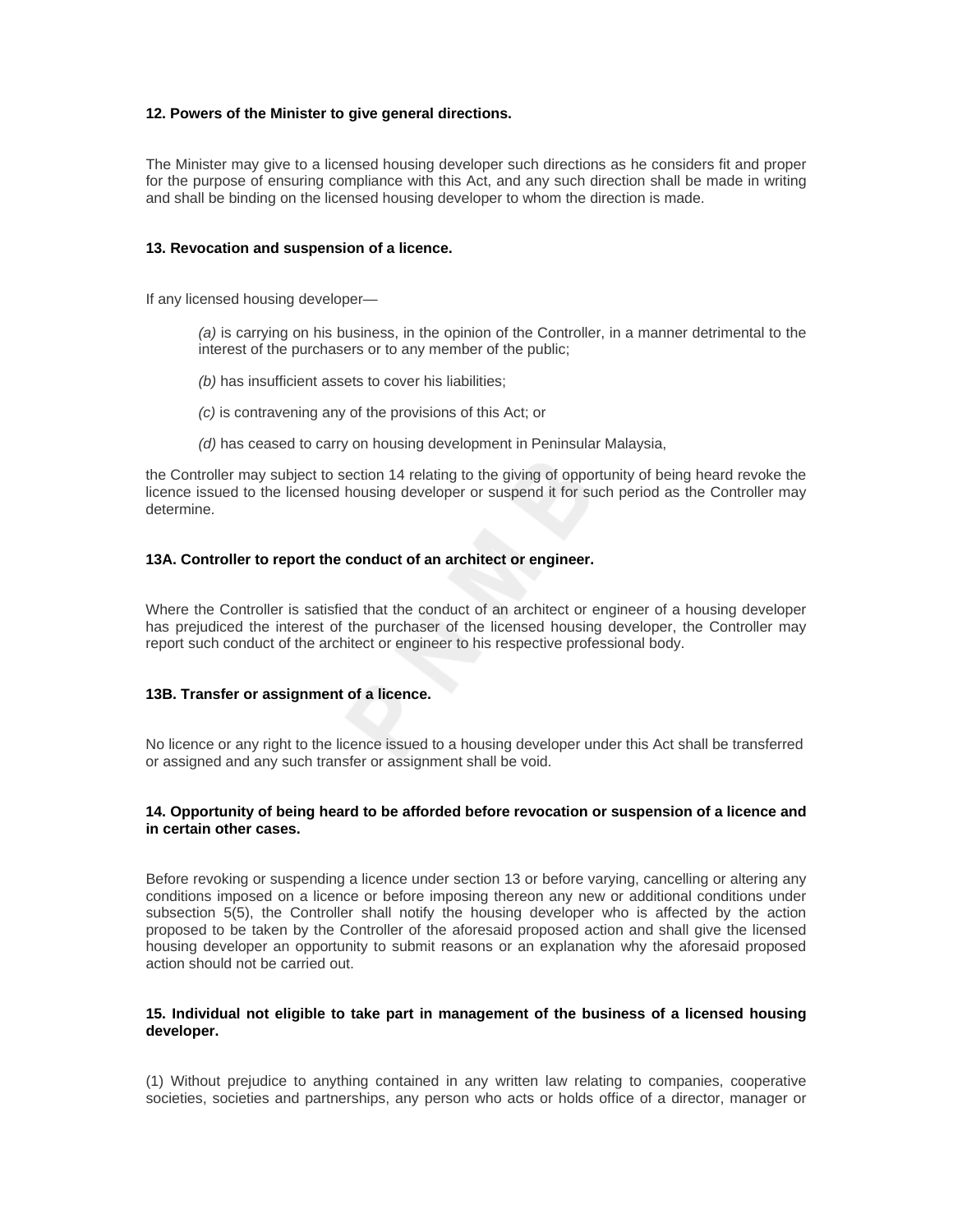**12. Powers of the Minister to give general directions.**

The Minister may give to a licensed housing developer such directions as he considers fit and proper for the purpose of ensuring compliance with this Act, and any such direction shall be made in writing and shall be binding on the licensed housing developer to whom the direction is made.

**13. Revocation and suspension of a licence.**

If any licensed housing developer—

*(a)* is carrying on his business, in the opinion of the Controller, in a manner detrimental to the interest of the purchasers or to any member of the public;

*(b)* has insufficient assets to cover his liabilities;

*(c)* is contravening any of the provisions of this Act; or

*(d)* has ceased to carry on housing development in Peninsular Malaysia,

the Controller may subject to section 14 relating to the giving of opportunity of being heard revoke the licence issued to the licensed housing developer or suspend it for such period as the Controller may determine.

**13A. Controller to report the conduct of an architect or engineer.**

Where the Controller is satisfied that the conduct of an architect or engineer of a housing developer has prejudiced the interest of the purchaser of the licensed housing developer, the Controller may report such conduct of the architect or engineer to his respective professional body.

**13B. Transfer or assignment of a licence.**

No licence or any right to the licence issued to a housing developer under this Act shall be transferred or assigned and any such transfer or assignment shall be void.

**14. Opportunity of being heard to be afforded before revocation or suspension of a licence and in certain other cases.**

Before revoking or suspending a licence under section 13 or before varying, cancelling or altering any conditions imposed on a licence or before imposing thereon any new or additional conditions under subsection 5(5), the Controller shall notify the housing developer who is affected by the action proposed to be taken by the Controller of the aforesaid proposed action and shall give the licensed housing developer an opportunity to submit reasons or an explanation why the aforesaid proposed action should not be carried out.

**15. Individual not eligible to take part in management of the business of a licensed housing developer.**

(1) Without prejudice to anything contained in any written law relating to companies, cooperative societies, societies and partnerships, any person who acts or holds office of a director, manager or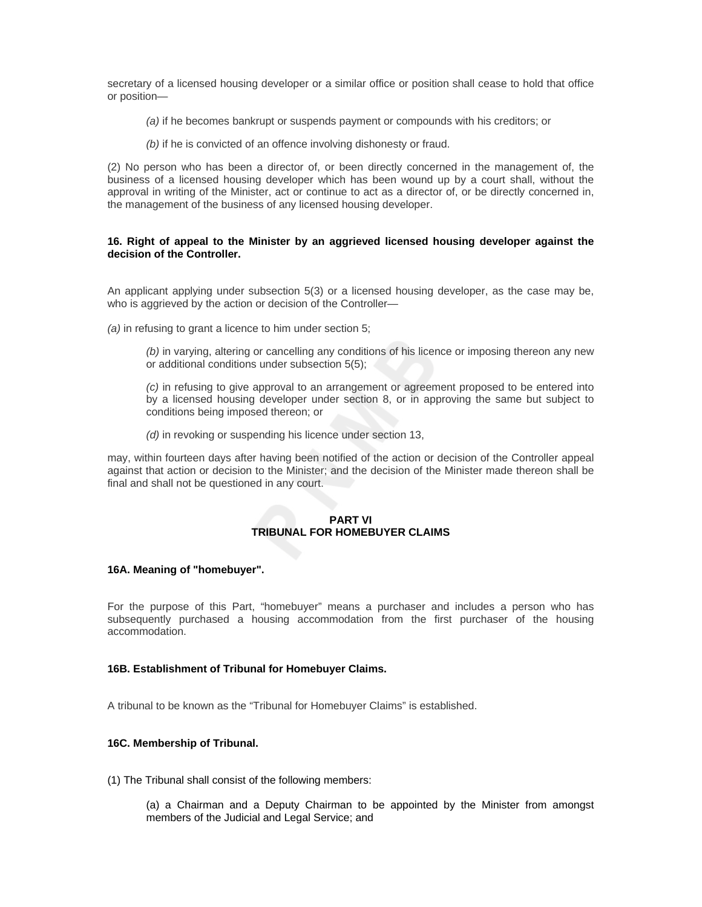secretary of a licensed housing developer or a similar office or position shall cease to hold that office or position—

> *(a)* if he becomes bankrupt or suspends payment or compounds with his creditors; or
>
> *(b)* if he is convicted of an offence involving dishonesty or fraud.

(2) No person who has been a director of, or been directly concerned in the management of, the business of a licensed housing developer which has been wound up by a court shall, without the approval in writing of the Minister, act or continue to act as a director of, or be directly concerned in, the management of the business of any licensed housing developer.

**16. Right of appeal to the Minister by an aggrieved licensed housing developer against the decision of the Controller.**

An applicant applying under subsection 5(3) or a licensed housing developer, as the case may be, who is aggrieved by the action or decision of the Controller—

*(a)* in refusing to grant a licence to him under section 5;

> *(b)* in varying, altering or cancelling any conditions of his licence or imposing thereon any new or additional conditions under subsection 5(5);
>
> *(c)* in refusing to give approval to an arrangement or agreement proposed to be entered into by a licensed housing developer under section 8, or in approving the same but subject to conditions being imposed thereon; or
>
> *(d)* in revoking or suspending his licence under section 13,

may, within fourteen days after having been notified of the action or decision of the Controller appeal against that action or decision to the Minister; and the decision of the Minister made thereon shall be final and shall not be questioned in any court.

## PART VI
## TRIBUNAL FOR HOMEBUYER CLAIMS

**16A. Meaning of "homebuyer".**

For the purpose of this Part, “homebuyer” means a purchaser and includes a person who has subsequently purchased a housing accommodation from the first purchaser of the housing accommodation.

**16B. Establishment of Tribunal for Homebuyer Claims.**

A tribunal to be known as the “Tribunal for Homebuyer Claims” is established.

**16C. Membership of Tribunal.**

(1) The Tribunal shall consist of the following members:

> (a) a Chairman and a Deputy Chairman to be appointed by the Minister from amongst members of the Judicial and Legal Service; and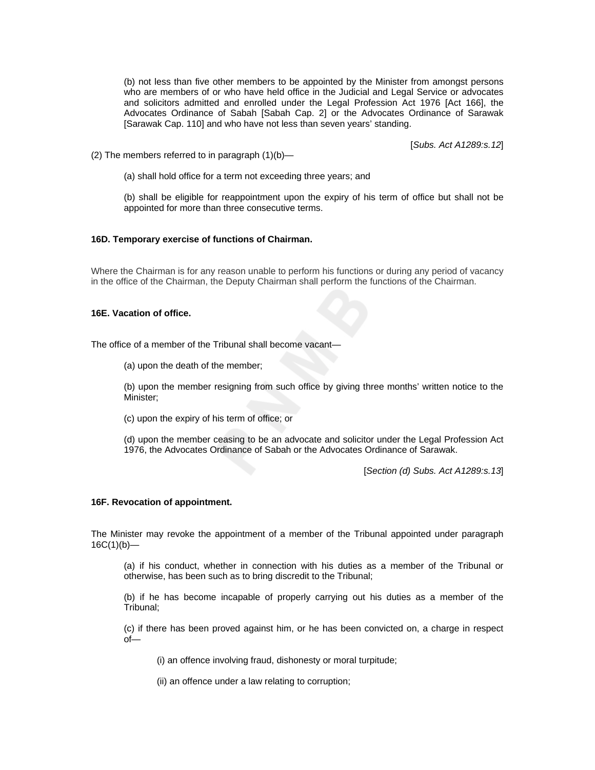(b) not less than five other members to be appointed by the Minister from amongst persons who are members of or who have held office in the Judicial and Legal Service or advocates and solicitors admitted and enrolled under the Legal Profession Act 1976 [Act 166], the Advocates Ordinance of Sabah [Sabah Cap. 2] or the Advocates Ordinance of Sarawak [Sarawak Cap. 110] and who have not less than seven years' standing.

[*Subs. Act A1289:s.12*]

(2) The members referred to in paragraph (1)(b)—

(a) shall hold office for a term not exceeding three years; and

(b) shall be eligible for reappointment upon the expiry of his term of office but shall not be appointed for more than three consecutive terms.

**16D. Temporary exercise of functions of Chairman.**

Where the Chairman is for any reason unable to perform his functions or during any period of vacancy in the office of the Chairman, the Deputy Chairman shall perform the functions of the Chairman.

**16E. Vacation of office.**

The office of a member of the Tribunal shall become vacant—

(a) upon the death of the member;

(b) upon the member resigning from such office by giving three months' written notice to the Minister;

(c) upon the expiry of his term of office; or

(d) upon the member ceasing to be an advocate and solicitor under the Legal Profession Act 1976, the Advocates Ordinance of Sabah or the Advocates Ordinance of Sarawak.

[*Section (d) Subs. Act A1289:s.13*]

**16F. Revocation of appointment.**

The Minister may revoke the appointment of a member of the Tribunal appointed under paragraph 16C(1)(b)—

(a) if his conduct, whether in connection with his duties as a member of the Tribunal or otherwise, has been such as to bring discredit to the Tribunal;

(b) if he has become incapable of properly carrying out his duties as a member of the Tribunal;

(c) if there has been proved against him, or he has been convicted on, a charge in respect of—

(i) an offence involving fraud, dishonesty or moral turpitude;

(ii) an offence under a law relating to corruption;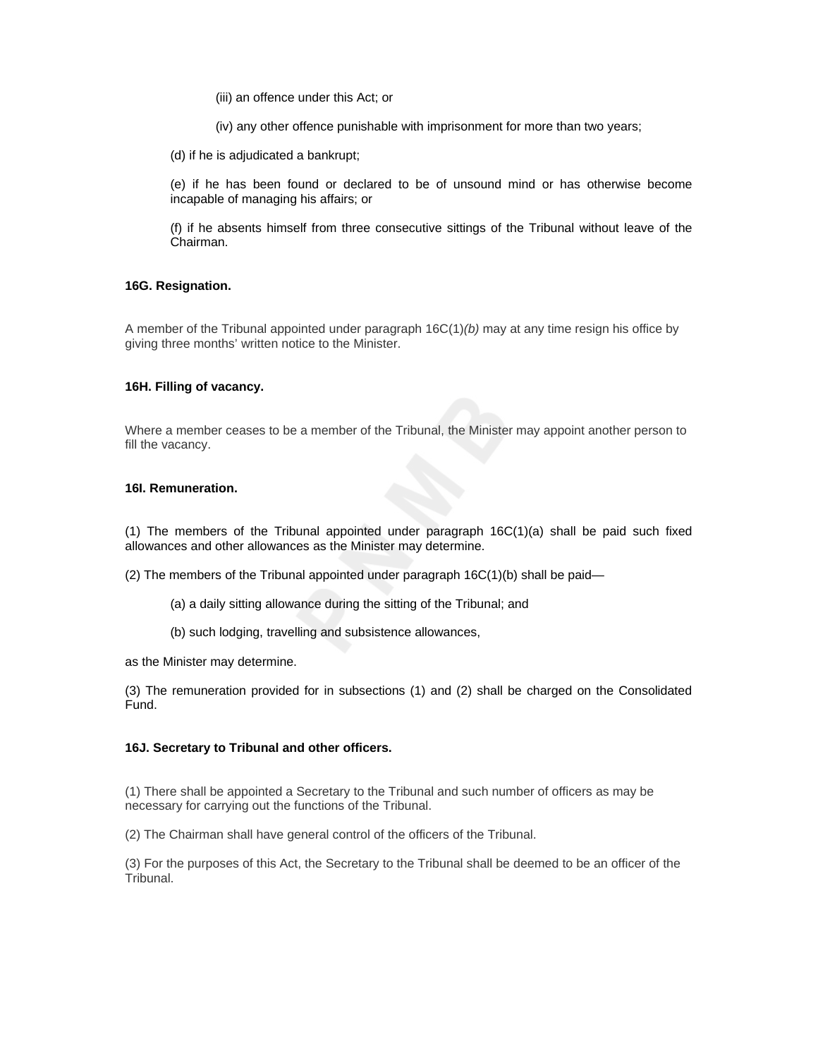(iii) an offence under this Act; or

(iv) any other offence punishable with imprisonment for more than two years;

(d) if he is adjudicated a bankrupt;

(e) if he has been found or declared to be of unsound mind or has otherwise become incapable of managing his affairs; or

(f) if he absents himself from three consecutive sittings of the Tribunal without leave of the Chairman.

**16G. Resignation.**

A member of the Tribunal appointed under paragraph 16C(1)*(b)* may at any time resign his office by giving three months' written notice to the Minister.

**16H. Filling of vacancy.**

Where a member ceases to be a member of the Tribunal, the Minister may appoint another person to fill the vacancy.

**16I. Remuneration.**

(1) The members of the Tribunal appointed under paragraph 16C(1)(a) shall be paid such fixed allowances and other allowances as the Minister may determine.

(2) The members of the Tribunal appointed under paragraph 16C(1)(b) shall be paid—

(a) a daily sitting allowance during the sitting of the Tribunal; and

(b) such lodging, travelling and subsistence allowances,

as the Minister may determine.

(3) The remuneration provided for in subsections (1) and (2) shall be charged on the Consolidated Fund.

**16J. Secretary to Tribunal and other officers.**

(1) There shall be appointed a Secretary to the Tribunal and such number of officers as may be necessary for carrying out the functions of the Tribunal.

(2) The Chairman shall have general control of the officers of the Tribunal.

(3) For the purposes of this Act, the Secretary to the Tribunal shall be deemed to be an officer of the Tribunal.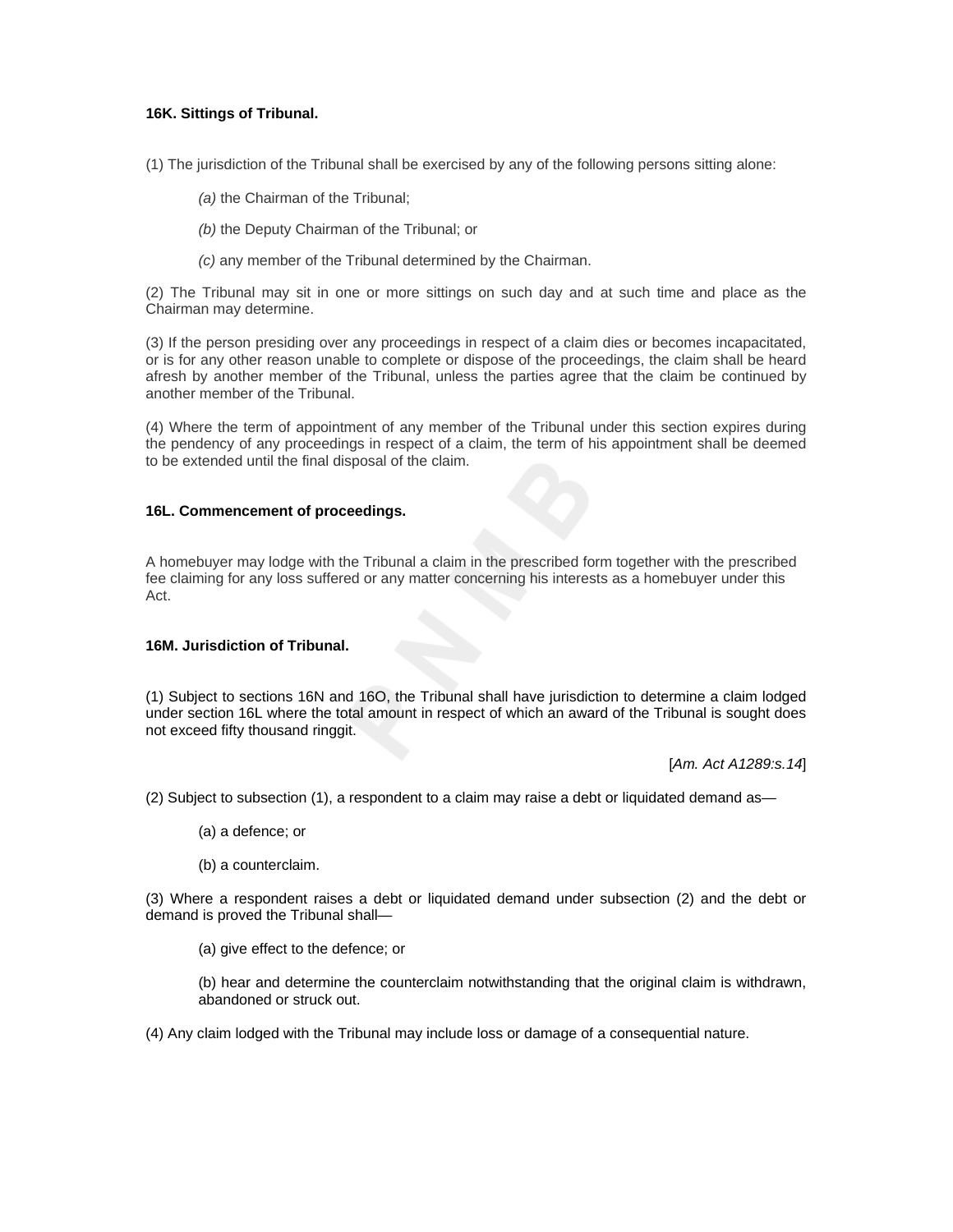**16K. Sittings of Tribunal.**

(1) The jurisdiction of the Tribunal shall be exercised by any of the following persons sitting alone:

*(a)* the Chairman of the Tribunal;

*(b)* the Deputy Chairman of the Tribunal; or

*(c)* any member of the Tribunal determined by the Chairman.

(2) The Tribunal may sit in one or more sittings on such day and at such time and place as the Chairman may determine.

(3) If the person presiding over any proceedings in respect of a claim dies or becomes incapacitated, or is for any other reason unable to complete or dispose of the proceedings, the claim shall be heard afresh by another member of the Tribunal, unless the parties agree that the claim be continued by another member of the Tribunal.

(4) Where the term of appointment of any member of the Tribunal under this section expires during the pendency of any proceedings in respect of a claim, the term of his appointment shall be deemed to be extended until the final disposal of the claim.

**16L. Commencement of proceedings.**

A homebuyer may lodge with the Tribunal a claim in the prescribed form together with the prescribed fee claiming for any loss suffered or any matter concerning his interests as a homebuyer under this Act.

**16M. Jurisdiction of Tribunal.**

(1) Subject to sections 16N and 16O, the Tribunal shall have jurisdiction to determine a claim lodged under section 16L where the total amount in respect of which an award of the Tribunal is sought does not exceed fifty thousand ringgit.

[*Am. Act A1289:s.14*]

(2) Subject to subsection (1), a respondent to a claim may raise a debt or liquidated demand as—

(a) a defence; or

(b) a counterclaim.

(3) Where a respondent raises a debt or liquidated demand under subsection (2) and the debt or demand is proved the Tribunal shall—

(a) give effect to the defence; or

(b) hear and determine the counterclaim notwithstanding that the original claim is withdrawn, abandoned or struck out.

(4) Any claim lodged with the Tribunal may include loss or damage of a consequential nature.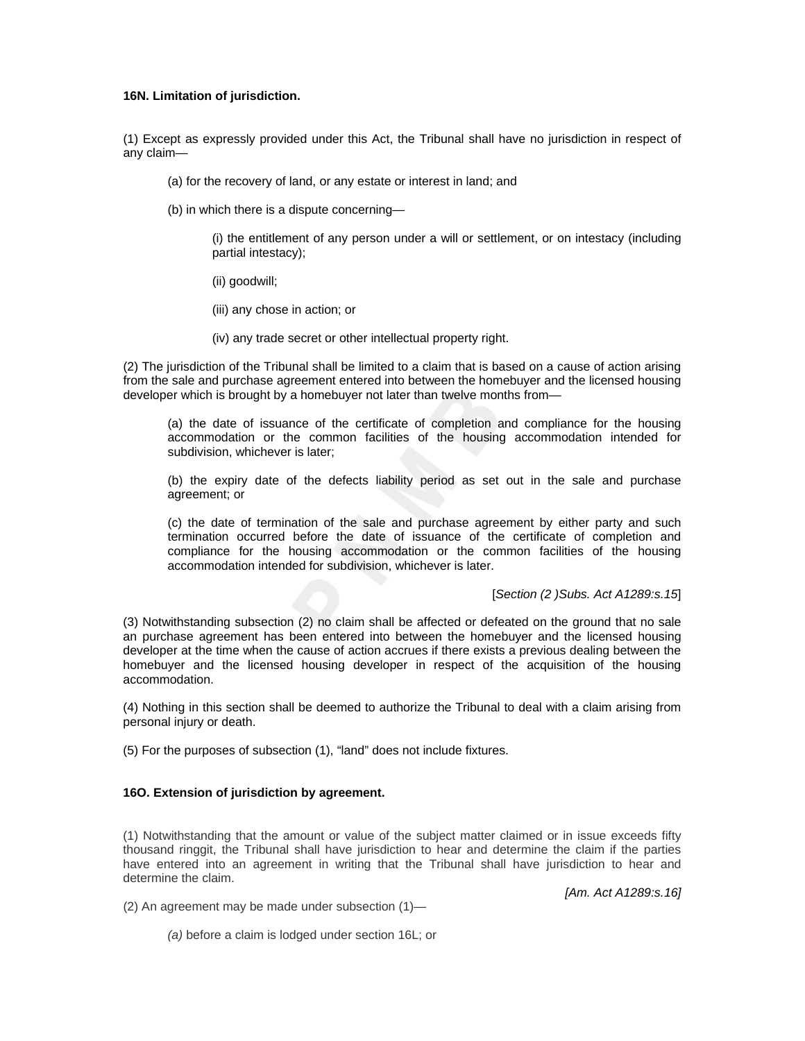**16N. Limitation of jurisdiction.**

(1) Except as expressly provided under this Act, the Tribunal shall have no jurisdiction in respect of any claim—

(a) for the recovery of land, or any estate or interest in land; and

(b) in which there is a dispute concerning—

(i) the entitlement of any person under a will or settlement, or on intestacy (including partial intestacy);

(ii) goodwill;

(iii) any chose in action; or

(iv) any trade secret or other intellectual property right.

(2) The jurisdiction of the Tribunal shall be limited to a claim that is based on a cause of action arising from the sale and purchase agreement entered into between the homebuyer and the licensed housing developer which is brought by a homebuyer not later than twelve months from—

(a) the date of issuance of the certificate of completion and compliance for the housing accommodation or the common facilities of the housing accommodation intended for subdivision, whichever is later;

(b) the expiry date of the defects liability period as set out in the sale and purchase agreement; or

(c) the date of termination of the sale and purchase agreement by either party and such termination occurred before the date of issuance of the certificate of completion and compliance for the housing accommodation or the common facilities of the housing accommodation intended for subdivision, whichever is later.

[*Section (2 )Subs. Act A1289:s.15*]

(3) Notwithstanding subsection (2) no claim shall be affected or defeated on the ground that no sale an purchase agreement has been entered into between the homebuyer and the licensed housing developer at the time when the cause of action accrues if there exists a previous dealing between the homebuyer and the licensed housing developer in respect of the acquisition of the housing accommodation.

(4) Nothing in this section shall be deemed to authorize the Tribunal to deal with a claim arising from personal injury or death.

(5) For the purposes of subsection (1), "land" does not include fixtures.

**16O. Extension of jurisdiction by agreement.**

(1) Notwithstanding that the amount or value of the subject matter claimed or in issue exceeds fifty thousand ringgit, the Tribunal shall have jurisdiction to hear and determine the claim if the parties have entered into an agreement in writing that the Tribunal shall have jurisdiction to hear and determine the claim.

*[Am. Act A1289:s.16]*

(2) An agreement may be made under subsection (1)—

*(a)* before a claim is lodged under section 16L; or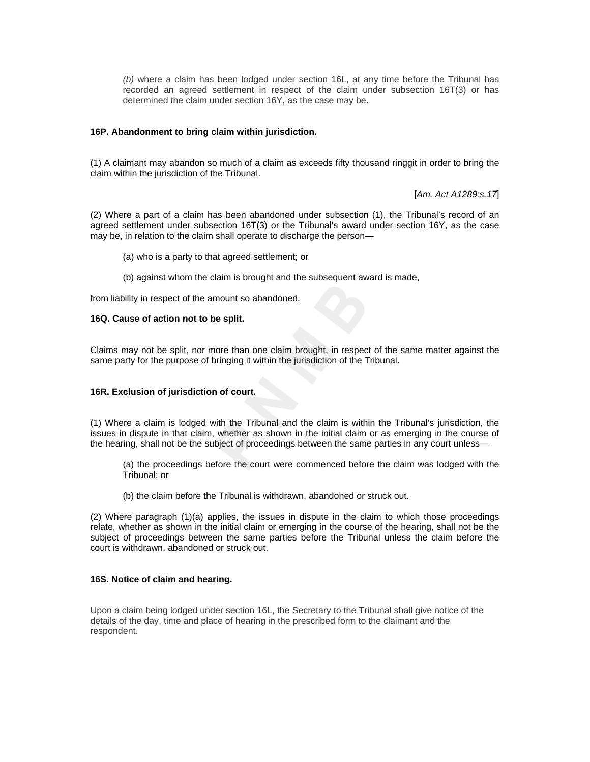*(b)* where a claim has been lodged under section 16L, at any time before the Tribunal has recorded an agreed settlement in respect of the claim under subsection 16T(3) or has determined the claim under section 16Y, as the case may be.

**16P. Abandonment to bring claim within jurisdiction.**

(1) A claimant may abandon so much of a claim as exceeds fifty thousand ringgit in order to bring the claim within the jurisdiction of the Tribunal.

[*Am. Act A1289:s.17*]

(2) Where a part of a claim has been abandoned under subsection (1), the Tribunal's record of an agreed settlement under subsection 16T(3) or the Tribunal's award under section 16Y, as the case may be, in relation to the claim shall operate to discharge the person—

(a) who is a party to that agreed settlement; or

(b) against whom the claim is brought and the subsequent award is made,

from liability in respect of the amount so abandoned.

**16Q. Cause of action not to be split.**

Claims may not be split, nor more than one claim brought, in respect of the same matter against the same party for the purpose of bringing it within the jurisdiction of the Tribunal.

**16R. Exclusion of jurisdiction of court.**

(1) Where a claim is lodged with the Tribunal and the claim is within the Tribunal's jurisdiction, the issues in dispute in that claim, whether as shown in the initial claim or as emerging in the course of the hearing, shall not be the subject of proceedings between the same parties in any court unless—

(a) the proceedings before the court were commenced before the claim was lodged with the Tribunal; or

(b) the claim before the Tribunal is withdrawn, abandoned or struck out.

(2) Where paragraph (1)(a) applies, the issues in dispute in the claim to which those proceedings relate, whether as shown in the initial claim or emerging in the course of the hearing, shall not be the subject of proceedings between the same parties before the Tribunal unless the claim before the court is withdrawn, abandoned or struck out.

**16S. Notice of claim and hearing.**

Upon a claim being lodged under section 16L, the Secretary to the Tribunal shall give notice of the details of the day, time and place of hearing in the prescribed form to the claimant and the respondent.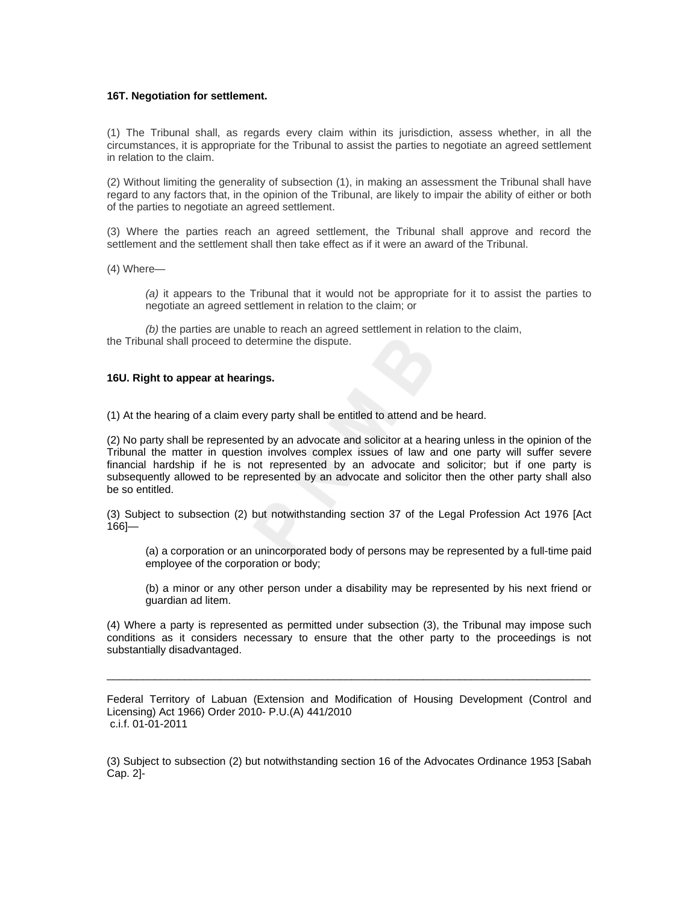**16T. Negotiation for settlement.**

(1) The Tribunal shall, as regards every claim within its jurisdiction, assess whether, in all the circumstances, it is appropriate for the Tribunal to assist the parties to negotiate an agreed settlement in relation to the claim.

(2) Without limiting the generality of subsection (1), in making an assessment the Tribunal shall have regard to any factors that, in the opinion of the Tribunal, are likely to impair the ability of either or both of the parties to negotiate an agreed settlement.

(3) Where the parties reach an agreed settlement, the Tribunal shall approve and record the settlement and the settlement shall then take effect as if it were an award of the Tribunal.

(4) Where—

> *(a)* it appears to the Tribunal that it would not be appropriate for it to assist the parties to negotiate an agreed settlement in relation to the claim; or
>
> *(b)* the parties are unable to reach an agreed settlement in relation to the claim,

the Tribunal shall proceed to determine the dispute.

**16U. Right to appear at hearings.**

(1) At the hearing of a claim every party shall be entitled to attend and be heard.

(2) No party shall be represented by an advocate and solicitor at a hearing unless in the opinion of the Tribunal the matter in question involves complex issues of law and one party will suffer severe financial hardship if he is not represented by an advocate and solicitor; but if one party is subsequently allowed to be represented by an advocate and solicitor then the other party shall also be so entitled.

(3) Subject to subsection (2) but notwithstanding section 37 of the Legal Profession Act 1976 [Act 166]—

> (a) a corporation or an unincorporated body of persons may be represented by a full-time paid employee of the corporation or body;
>
> (b) a minor or any other person under a disability may be represented by his next friend or guardian ad litem.

(4) Where a party is represented as permitted under subsection (3), the Tribunal may impose such conditions as it considers necessary to ensure that the other party to the proceedings is not substantially disadvantaged.

---

Federal Territory of Labuan (Extension and Modification of Housing Development (Control and Licensing) Act 1966) Order 2010- P.U.(A) 441/2010
c.i.f. 01-01-2011

(3) Subject to subsection (2) but notwithstanding section 16 of the Advocates Ordinance 1953 [Sabah Cap. 2]-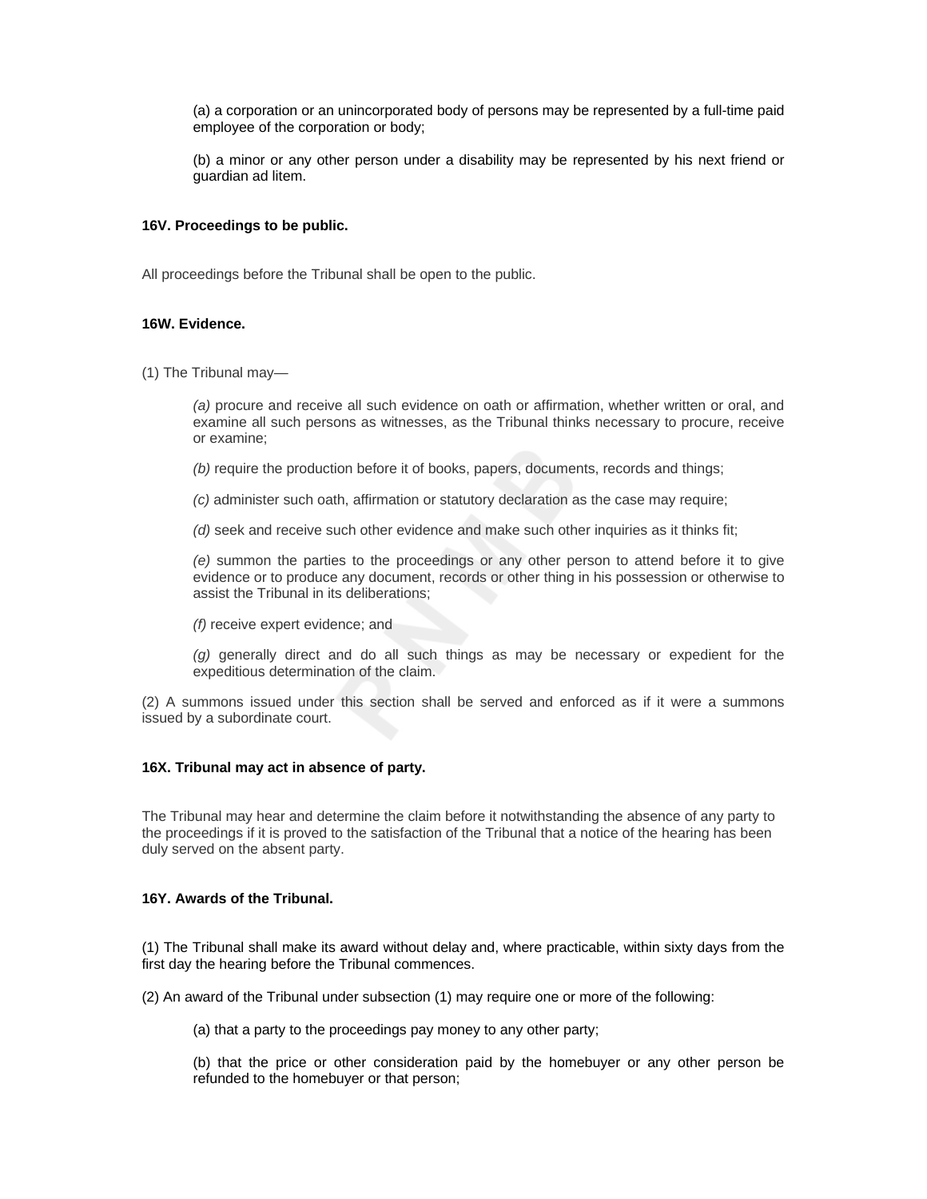(a) a corporation or an unincorporated body of persons may be represented by a full-time paid employee of the corporation or body;

(b) a minor or any other person under a disability may be represented by his next friend or guardian ad litem.

**16V. Proceedings to be public.**

All proceedings before the Tribunal shall be open to the public.

**16W. Evidence.**

(1) The Tribunal may—

*(a)* procure and receive all such evidence on oath or affirmation, whether written or oral, and examine all such persons as witnesses, as the Tribunal thinks necessary to procure, receive or examine;

*(b)* require the production before it of books, papers, documents, records and things;

*(c)* administer such oath, affirmation or statutory declaration as the case may require;

*(d)* seek and receive such other evidence and make such other inquiries as it thinks fit;

*(e)* summon the parties to the proceedings or any other person to attend before it to give evidence or to produce any document, records or other thing in his possession or otherwise to assist the Tribunal in its deliberations;

*(f)* receive expert evidence; and

*(g)* generally direct and do all such things as may be necessary or expedient for the expeditious determination of the claim.

(2) A summons issued under this section shall be served and enforced as if it were a summons issued by a subordinate court.

**16X. Tribunal may act in absence of party.**

The Tribunal may hear and determine the claim before it notwithstanding the absence of any party to the proceedings if it is proved to the satisfaction of the Tribunal that a notice of the hearing has been duly served on the absent party.

**16Y. Awards of the Tribunal.**

(1) The Tribunal shall make its award without delay and, where practicable, within sixty days from the first day the hearing before the Tribunal commences.

(2) An award of the Tribunal under subsection (1) may require one or more of the following:

(a) that a party to the proceedings pay money to any other party;

(b) that the price or other consideration paid by the homebuyer or any other person be refunded to the homebuyer or that person;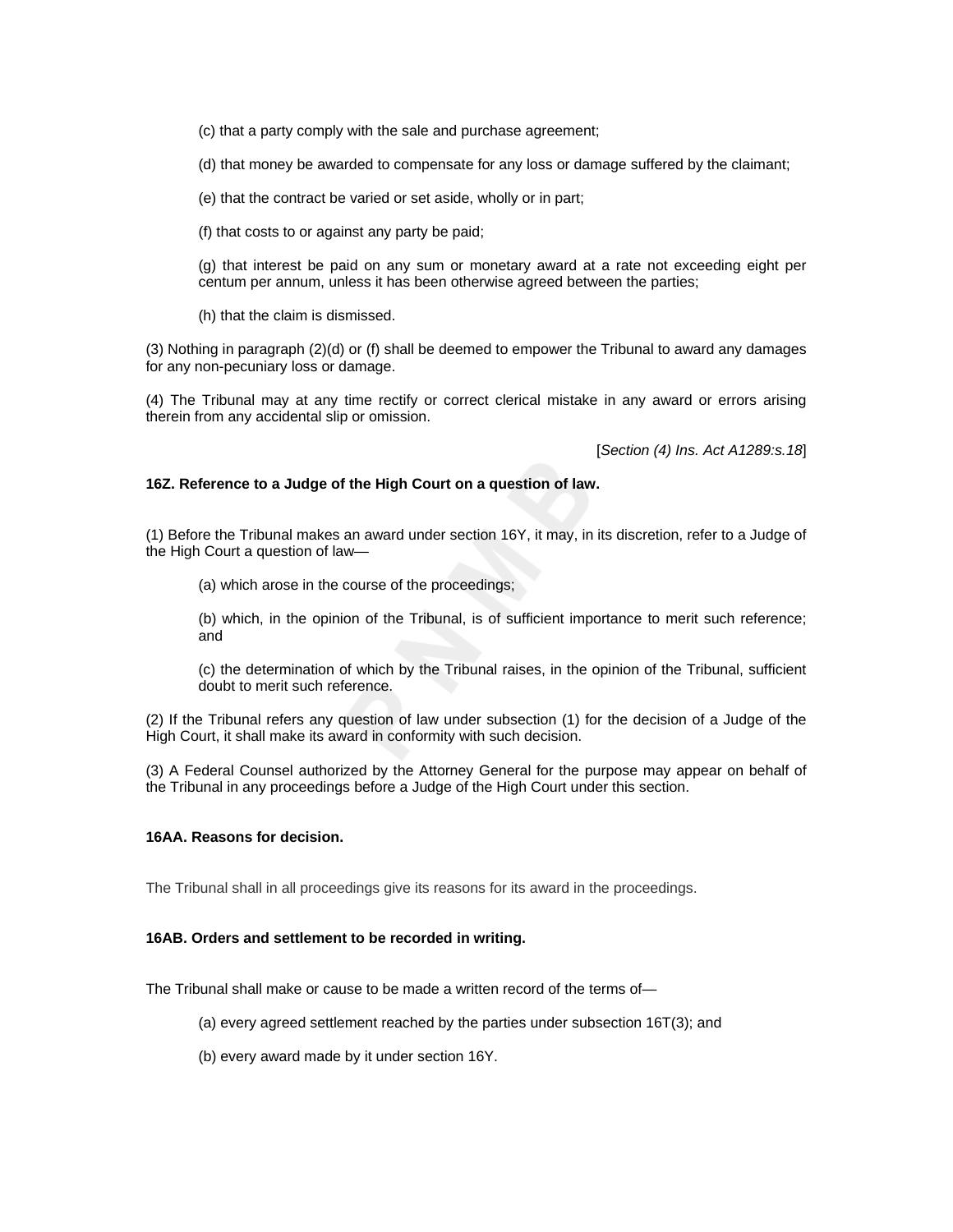(c) that a party comply with the sale and purchase agreement;

(d) that money be awarded to compensate for any loss or damage suffered by the claimant;

(e) that the contract be varied or set aside, wholly or in part;

(f) that costs to or against any party be paid;

(g) that interest be paid on any sum or monetary award at a rate not exceeding eight per centum per annum, unless it has been otherwise agreed between the parties;

(h) that the claim is dismissed.

(3) Nothing in paragraph (2)(d) or (f) shall be deemed to empower the Tribunal to award any damages for any non-pecuniary loss or damage.

(4) The Tribunal may at any time rectify or correct clerical mistake in any award or errors arising therein from any accidental slip or omission.

[*Section (4) Ins. Act A1289:s.18*]

**16Z. Reference to a Judge of the High Court on a question of law.**

(1) Before the Tribunal makes an award under section 16Y, it may, in its discretion, refer to a Judge of the High Court a question of law—

(a) which arose in the course of the proceedings;

(b) which, in the opinion of the Tribunal, is of sufficient importance to merit such reference; and

(c) the determination of which by the Tribunal raises, in the opinion of the Tribunal, sufficient doubt to merit such reference.

(2) If the Tribunal refers any question of law under subsection (1) for the decision of a Judge of the High Court, it shall make its award in conformity with such decision.

(3) A Federal Counsel authorized by the Attorney General for the purpose may appear on behalf of the Tribunal in any proceedings before a Judge of the High Court under this section.

**16AA. Reasons for decision.**

The Tribunal shall in all proceedings give its reasons for its award in the proceedings.

**16AB. Orders and settlement to be recorded in writing.**

The Tribunal shall make or cause to be made a written record of the terms of—

(a) every agreed settlement reached by the parties under subsection 16T(3); and

(b) every award made by it under section 16Y.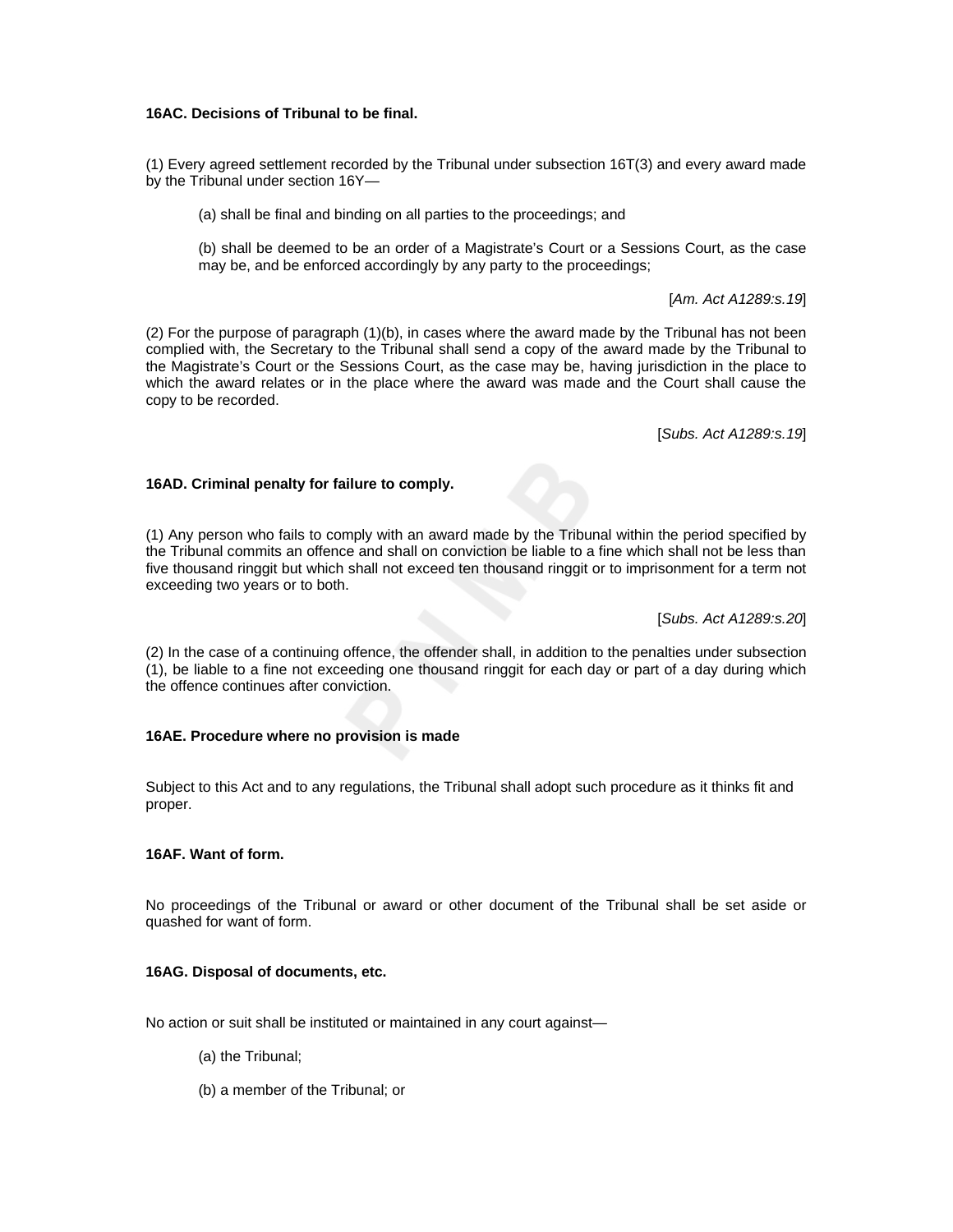**16AC. Decisions of Tribunal to be final.**

(1) Every agreed settlement recorded by the Tribunal under subsection 16T(3) and every award made by the Tribunal under section 16Y—

(a) shall be final and binding on all parties to the proceedings; and

(b) shall be deemed to be an order of a Magistrate's Court or a Sessions Court, as the case may be, and be enforced accordingly by any party to the proceedings;

[*Am. Act A1289:s.19*]

(2) For the purpose of paragraph (1)(b), in cases where the award made by the Tribunal has not been complied with, the Secretary to the Tribunal shall send a copy of the award made by the Tribunal to the Magistrate's Court or the Sessions Court, as the case may be, having jurisdiction in the place to which the award relates or in the place where the award was made and the Court shall cause the copy to be recorded.

[*Subs. Act A1289:s.19*]

**16AD. Criminal penalty for failure to comply.**

(1) Any person who fails to comply with an award made by the Tribunal within the period specified by the Tribunal commits an offence and shall on conviction be liable to a fine which shall not be less than five thousand ringgit but which shall not exceed ten thousand ringgit or to imprisonment for a term not exceeding two years or to both.

[*Subs. Act A1289:s.20*]

(2) In the case of a continuing offence, the offender shall, in addition to the penalties under subsection (1), be liable to a fine not exceeding one thousand ringgit for each day or part of a day during which the offence continues after conviction.

**16AE. Procedure where no provision is made**

Subject to this Act and to any regulations, the Tribunal shall adopt such procedure as it thinks fit and proper.

**16AF. Want of form.**

No proceedings of the Tribunal or award or other document of the Tribunal shall be set aside or quashed for want of form.

**16AG. Disposal of documents, etc.**

No action or suit shall be instituted or maintained in any court against—

(a) the Tribunal;

(b) a member of the Tribunal; or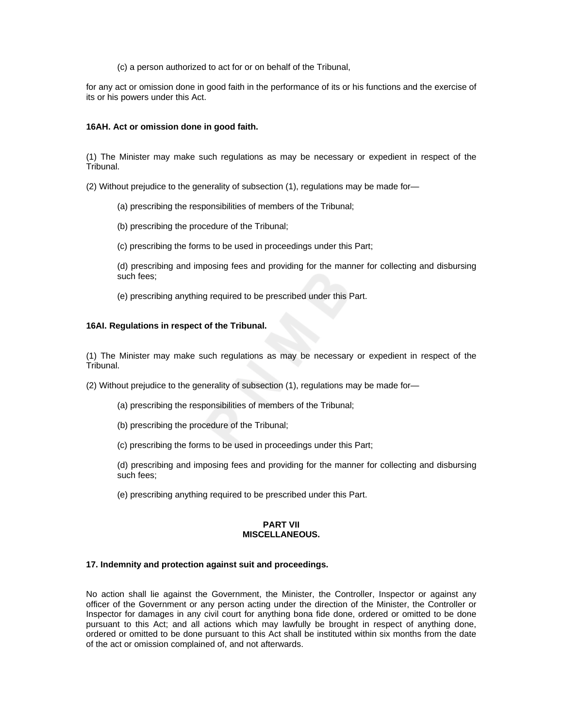(c) a person authorized to act for or on behalf of the Tribunal,

for any act or omission done in good faith in the performance of its or his functions and the exercise of its or his powers under this Act.

**16AH. Act or omission done in good faith.**

(1) The Minister may make such regulations as may be necessary or expedient in respect of the Tribunal.

(2) Without prejudice to the generality of subsection (1), regulations may be made for—

(a) prescribing the responsibilities of members of the Tribunal;

(b) prescribing the procedure of the Tribunal;

(c) prescribing the forms to be used in proceedings under this Part;

(d) prescribing and imposing fees and providing for the manner for collecting and disbursing such fees;

(e) prescribing anything required to be prescribed under this Part.

**16AI. Regulations in respect of the Tribunal.**

(1) The Minister may make such regulations as may be necessary or expedient in respect of the Tribunal.

(2) Without prejudice to the generality of subsection (1), regulations may be made for—

(a) prescribing the responsibilities of members of the Tribunal;

(b) prescribing the procedure of the Tribunal;

(c) prescribing the forms to be used in proceedings under this Part;

(d) prescribing and imposing fees and providing for the manner for collecting and disbursing such fees;

(e) prescribing anything required to be prescribed under this Part.

**PART VII**
**MISCELLANEOUS.**

**17. Indemnity and protection against suit and proceedings.**

No action shall lie against the Government, the Minister, the Controller, Inspector or against any officer of the Government or any person acting under the direction of the Minister, the Controller or Inspector for damages in any civil court for anything bona fide done, ordered or omitted to be done pursuant to this Act; and all actions which may lawfully be brought in respect of anything done, ordered or omitted to be done pursuant to this Act shall be instituted within six months from the date of the act or omission complained of, and not afterwards.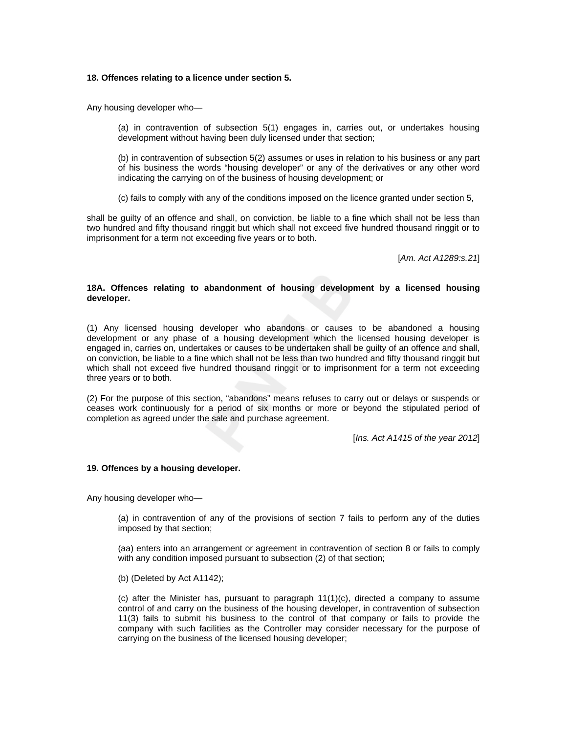**18. Offences relating to a licence under section 5.**

Any housing developer who—

(a) in contravention of subsection 5(1) engages in, carries out, or undertakes housing development without having been duly licensed under that section;

(b) in contravention of subsection 5(2) assumes or uses in relation to his business or any part of his business the words "housing developer" or any of the derivatives or any other word indicating the carrying on of the business of housing development; or

(c) fails to comply with any of the conditions imposed on the licence granted under section 5,

shall be guilty of an offence and shall, on conviction, be liable to a fine which shall not be less than two hundred and fifty thousand ringgit but which shall not exceed five hundred thousand ringgit or to imprisonment for a term not exceeding five years or to both.

[*Am. Act A1289:s.21*]

**18A. Offences relating to abandonment of housing development by a licensed housing developer.**

(1) Any licensed housing developer who abandons or causes to be abandoned a housing development or any phase of a housing development which the licensed housing developer is engaged in, carries on, undertakes or causes to be undertaken shall be guilty of an offence and shall, on conviction, be liable to a fine which shall not be less than two hundred and fifty thousand ringgit but which shall not exceed five hundred thousand ringgit or to imprisonment for a term not exceeding three years or to both.

(2) For the purpose of this section, "abandons" means refuses to carry out or delays or suspends or ceases work continuously for a period of six months or more or beyond the stipulated period of completion as agreed under the sale and purchase agreement.

[*Ins. Act A1415 of the year 2012*]

**19. Offences by a housing developer.**

Any housing developer who—

(a) in contravention of any of the provisions of section 7 fails to perform any of the duties imposed by that section;

(aa) enters into an arrangement or agreement in contravention of section 8 or fails to comply with any condition imposed pursuant to subsection (2) of that section;

(b) (Deleted by Act A1142);

(c) after the Minister has, pursuant to paragraph 11(1)(c), directed a company to assume control of and carry on the business of the housing developer, in contravention of subsection 11(3) fails to submit his business to the control of that company or fails to provide the company with such facilities as the Controller may consider necessary for the purpose of carrying on the business of the licensed housing developer;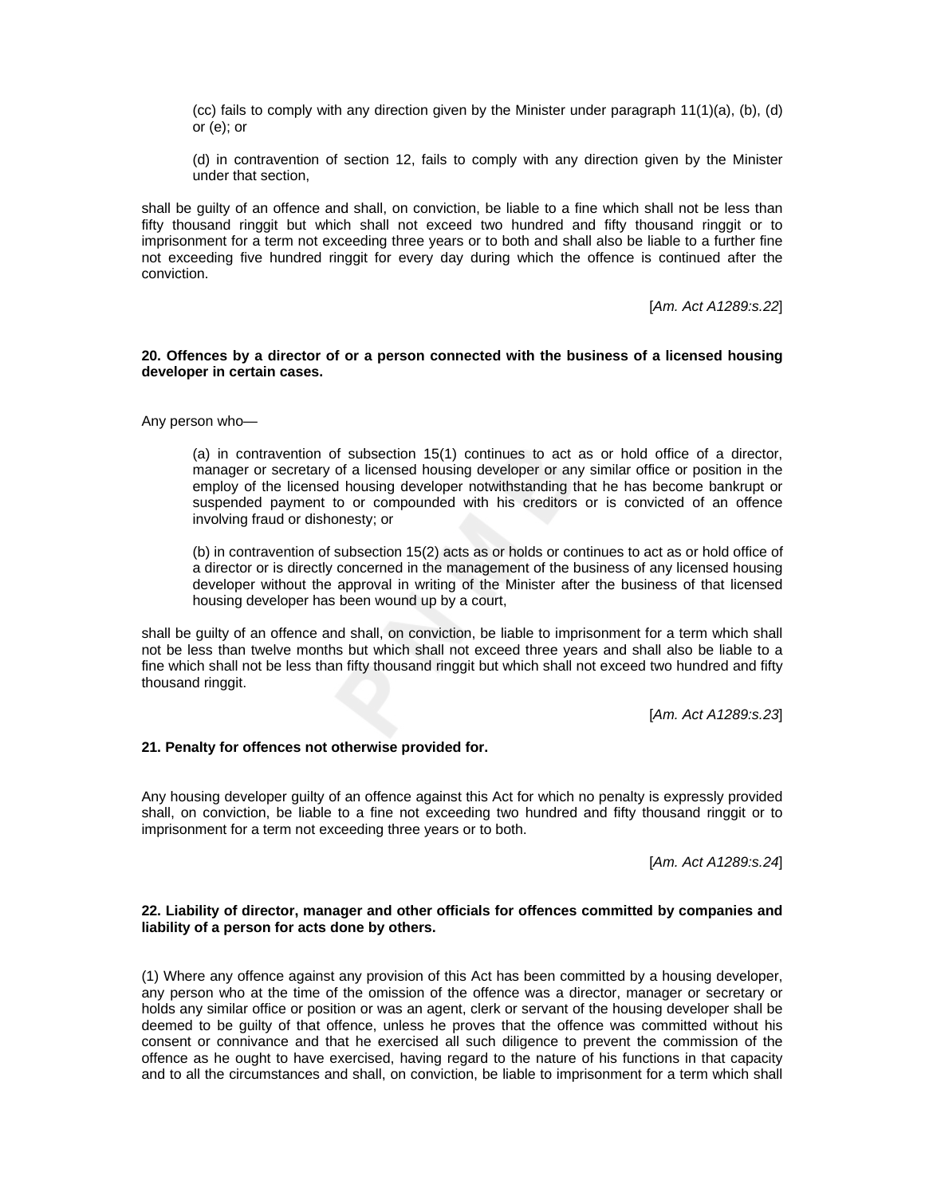(cc) fails to comply with any direction given by the Minister under paragraph 11(1)(a), (b), (d) or (e); or

(d) in contravention of section 12, fails to comply with any direction given by the Minister under that section,

shall be guilty of an offence and shall, on conviction, be liable to a fine which shall not be less than fifty thousand ringgit but which shall not exceed two hundred and fifty thousand ringgit or to imprisonment for a term not exceeding three years or to both and shall also be liable to a further fine not exceeding five hundred ringgit for every day during which the offence is continued after the conviction.

[*Am. Act A1289:s.22*]

**20. Offences by a director of or a person connected with the business of a licensed housing developer in certain cases.**

Any person who—

(a) in contravention of subsection 15(1) continues to act as or hold office of a director, manager or secretary of a licensed housing developer or any similar office or position in the employ of the licensed housing developer notwithstanding that he has become bankrupt or suspended payment to or compounded with his creditors or is convicted of an offence involving fraud or dishonesty; or

(b) in contravention of subsection 15(2) acts as or holds or continues to act as or hold office of a director or is directly concerned in the management of the business of any licensed housing developer without the approval in writing of the Minister after the business of that licensed housing developer has been wound up by a court,

shall be guilty of an offence and shall, on conviction, be liable to imprisonment for a term which shall not be less than twelve months but which shall not exceed three years and shall also be liable to a fine which shall not be less than fifty thousand ringgit but which shall not exceed two hundred and fifty thousand ringgit.

[*Am. Act A1289:s.23*]

**21. Penalty for offences not otherwise provided for.**

Any housing developer guilty of an offence against this Act for which no penalty is expressly provided shall, on conviction, be liable to a fine not exceeding two hundred and fifty thousand ringgit or to imprisonment for a term not exceeding three years or to both.

[*Am. Act A1289:s.24*]

**22. Liability of director, manager and other officials for offences committed by companies and liability of a person for acts done by others.**

(1) Where any offence against any provision of this Act has been committed by a housing developer, any person who at the time of the omission of the offence was a director, manager or secretary or holds any similar office or position or was an agent, clerk or servant of the housing developer shall be deemed to be guilty of that offence, unless he proves that the offence was committed without his consent or connivance and that he exercised all such diligence to prevent the commission of the offence as he ought to have exercised, having regard to the nature of his functions in that capacity and to all the circumstances and shall, on conviction, be liable to imprisonment for a term which shall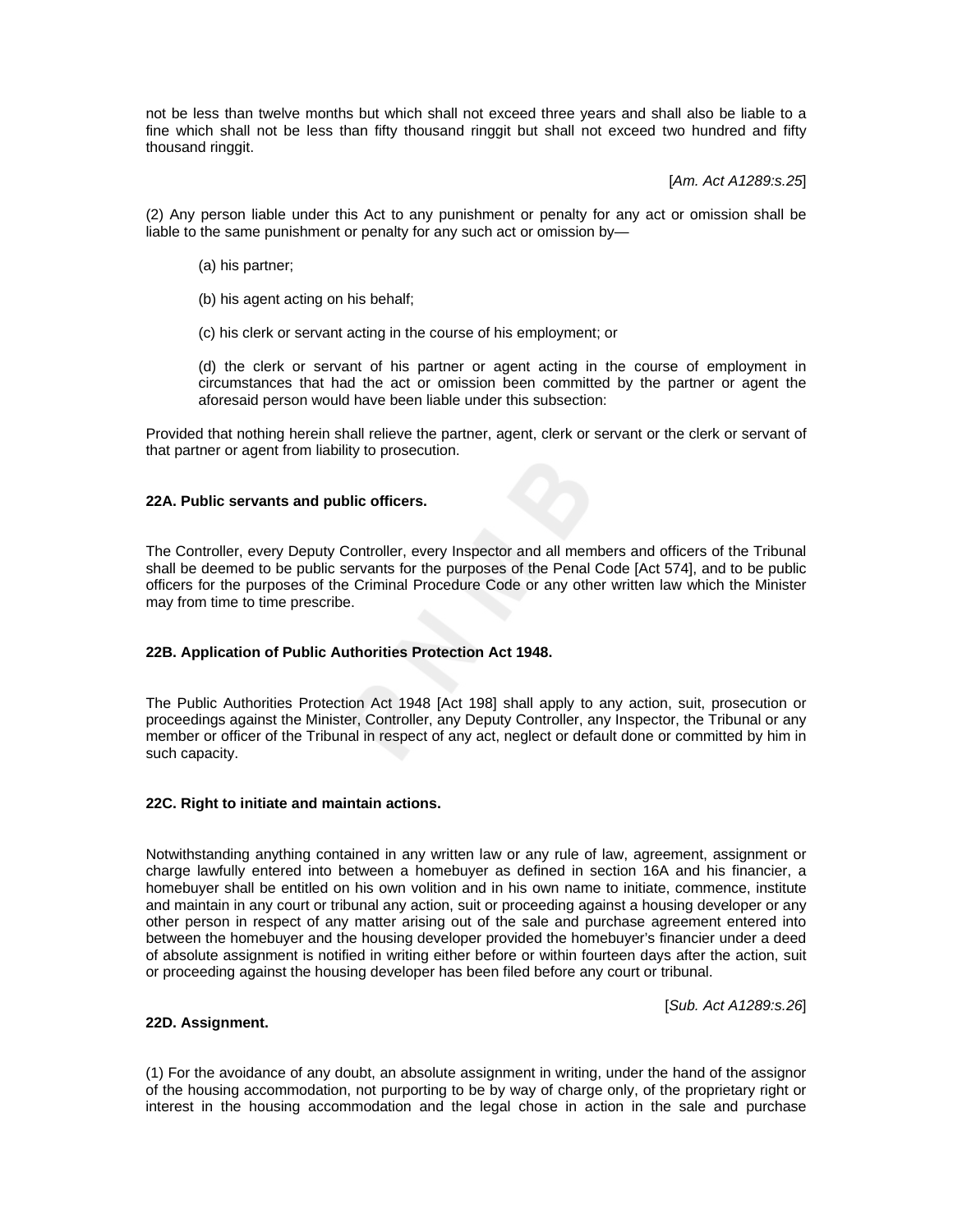not be less than twelve months but which shall not exceed three years and shall also be liable to a fine which shall not be less than fifty thousand ringgit but shall not exceed two hundred and fifty thousand ringgit.

[*Am. Act A1289:s.25*]

(2) Any person liable under this Act to any punishment or penalty for any act or omission shall be liable to the same punishment or penalty for any such act or omission by—

(a) his partner;

(b) his agent acting on his behalf;

(c) his clerk or servant acting in the course of his employment; or

(d) the clerk or servant of his partner or agent acting in the course of employment in circumstances that had the act or omission been committed by the partner or agent the aforesaid person would have been liable under this subsection:

Provided that nothing herein shall relieve the partner, agent, clerk or servant or the clerk or servant of that partner or agent from liability to prosecution.

**22A. Public servants and public officers.**

The Controller, every Deputy Controller, every Inspector and all members and officers of the Tribunal shall be deemed to be public servants for the purposes of the Penal Code [Act 574], and to be public officers for the purposes of the Criminal Procedure Code or any other written law which the Minister may from time to time prescribe.

**22B. Application of Public Authorities Protection Act 1948.**

The Public Authorities Protection Act 1948 [Act 198] shall apply to any action, suit, prosecution or proceedings against the Minister, Controller, any Deputy Controller, any Inspector, the Tribunal or any member or officer of the Tribunal in respect of any act, neglect or default done or committed by him in such capacity.

**22C. Right to initiate and maintain actions.**

Notwithstanding anything contained in any written law or any rule of law, agreement, assignment or charge lawfully entered into between a homebuyer as defined in section 16A and his financier, a homebuyer shall be entitled on his own volition and in his own name to initiate, commence, institute and maintain in any court or tribunal any action, suit or proceeding against a housing developer or any other person in respect of any matter arising out of the sale and purchase agreement entered into between the homebuyer and the housing developer provided the homebuyer's financier under a deed of absolute assignment is notified in writing either before or within fourteen days after the action, suit or proceeding against the housing developer has been filed before any court or tribunal.

[*Sub. Act A1289:s.26*]

**22D. Assignment.**

(1) For the avoidance of any doubt, an absolute assignment in writing, under the hand of the assignor of the housing accommodation, not purporting to be by way of charge only, of the proprietary right or interest in the housing accommodation and the legal chose in action in the sale and purchase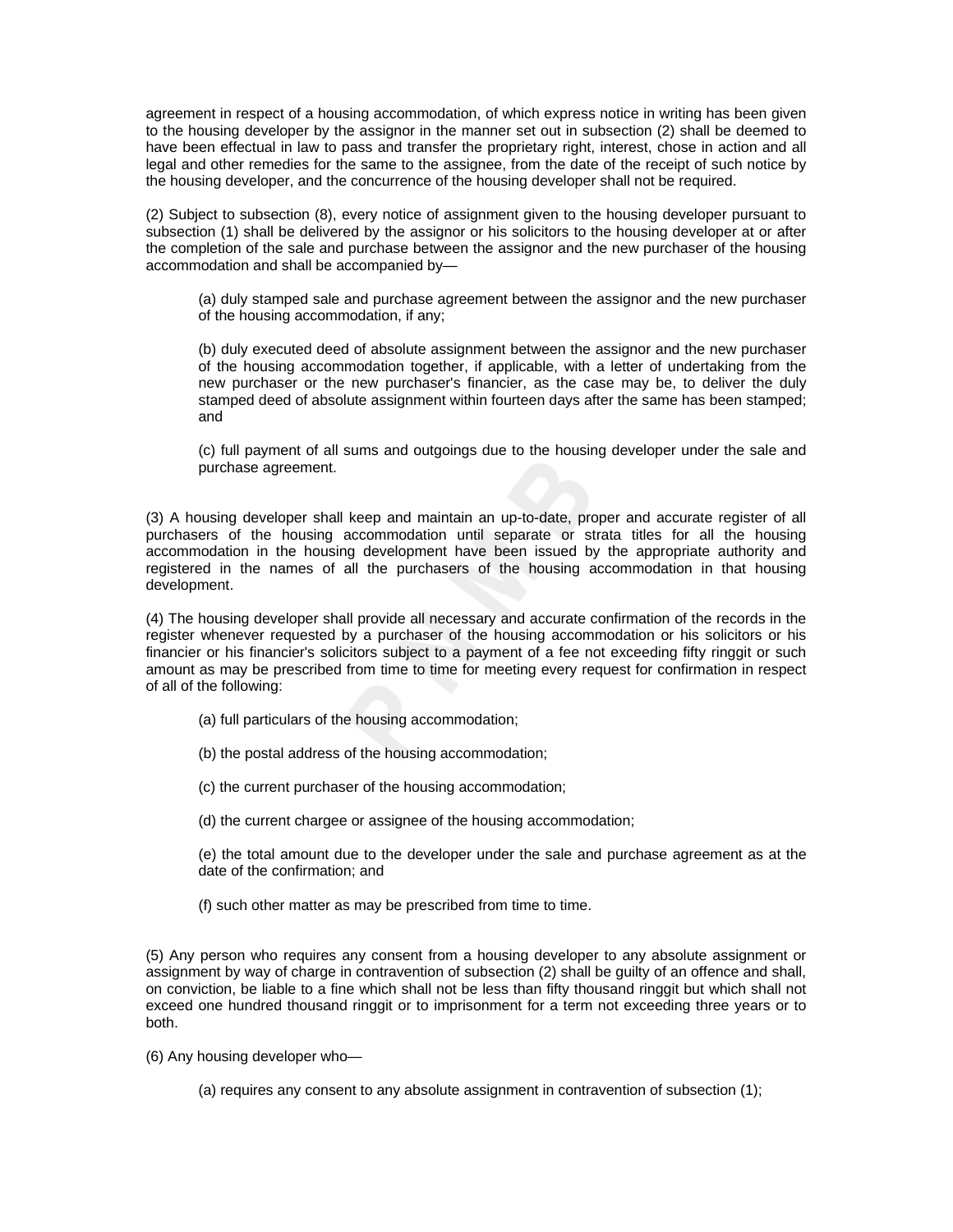agreement in respect of a housing accommodation, of which express notice in writing has been given to the housing developer by the assignor in the manner set out in subsection (2) shall be deemed to have been effectual in law to pass and transfer the proprietary right, interest, chose in action and all legal and other remedies for the same to the assignee, from the date of the receipt of such notice by the housing developer, and the concurrence of the housing developer shall not be required.

(2) Subject to subsection (8), every notice of assignment given to the housing developer pursuant to subsection (1) shall be delivered by the assignor or his solicitors to the housing developer at or after the completion of the sale and purchase between the assignor and the new purchaser of the housing accommodation and shall be accompanied by—

> (a) duly stamped sale and purchase agreement between the assignor and the new purchaser of the housing accommodation, if any;
>
> (b) duly executed deed of absolute assignment between the assignor and the new purchaser of the housing accommodation together, if applicable, with a letter of undertaking from the new purchaser or the new purchaser's financier, as the case may be, to deliver the duly stamped deed of absolute assignment within fourteen days after the same has been stamped; and
>
> (c) full payment of all sums and outgoings due to the housing developer under the sale and purchase agreement.

(3) A housing developer shall keep and maintain an up-to-date, proper and accurate register of all purchasers of the housing accommodation until separate or strata titles for all the housing accommodation in the housing development have been issued by the appropriate authority and registered in the names of all the purchasers of the housing accommodation in that housing development.

(4) The housing developer shall provide all necessary and accurate confirmation of the records in the register whenever requested by a purchaser of the housing accommodation or his solicitors or his financier or his financier's solicitors subject to a payment of a fee not exceeding fifty ringgit or such amount as may be prescribed from time to time for meeting every request for confirmation in respect of all of the following:

> (a) full particulars of the housing accommodation;
>
> (b) the postal address of the housing accommodation;
>
> (c) the current purchaser of the housing accommodation;
>
> (d) the current chargee or assignee of the housing accommodation;
>
> (e) the total amount due to the developer under the sale and purchase agreement as at the date of the confirmation; and
>
> (f) such other matter as may be prescribed from time to time.

(5) Any person who requires any consent from a housing developer to any absolute assignment or assignment by way of charge in contravention of subsection (2) shall be guilty of an offence and shall, on conviction, be liable to a fine which shall not be less than fifty thousand ringgit but which shall not exceed one hundred thousand ringgit or to imprisonment for a term not exceeding three years or to both.

(6) Any housing developer who—

> (a) requires any consent to any absolute assignment in contravention of subsection (1);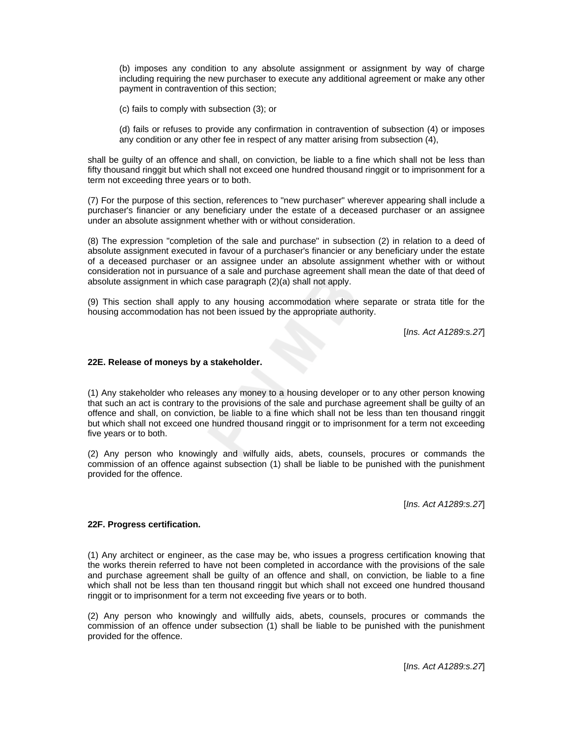(b) imposes any condition to any absolute assignment or assignment by way of charge including requiring the new purchaser to execute any additional agreement or make any other payment in contravention of this section;

(c) fails to comply with subsection (3); or

(d) fails or refuses to provide any confirmation in contravention of subsection (4) or imposes any condition or any other fee in respect of any matter arising from subsection (4),

shall be guilty of an offence and shall, on conviction, be liable to a fine which shall not be less than fifty thousand ringgit but which shall not exceed one hundred thousand ringgit or to imprisonment for a term not exceeding three years or to both.

(7) For the purpose of this section, references to "new purchaser" wherever appearing shall include a purchaser's financier or any beneficiary under the estate of a deceased purchaser or an assignee under an absolute assignment whether with or without consideration.

(8) The expression "completion of the sale and purchase" in subsection (2) in relation to a deed of absolute assignment executed in favour of a purchaser's financier or any beneficiary under the estate of a deceased purchaser or an assignee under an absolute assignment whether with or without consideration not in pursuance of a sale and purchase agreement shall mean the date of that deed of absolute assignment in which case paragraph (2)(a) shall not apply.

(9) This section shall apply to any housing accommodation where separate or strata title for the housing accommodation has not been issued by the appropriate authority.

[*Ins. Act A1289:s.27*]

**22E. Release of moneys by a stakeholder.**

(1) Any stakeholder who releases any money to a housing developer or to any other person knowing that such an act is contrary to the provisions of the sale and purchase agreement shall be guilty of an offence and shall, on conviction, be liable to a fine which shall not be less than ten thousand ringgit but which shall not exceed one hundred thousand ringgit or to imprisonment for a term not exceeding five years or to both.

(2) Any person who knowingly and wilfully aids, abets, counsels, procures or commands the commission of an offence against subsection (1) shall be liable to be punished with the punishment provided for the offence.

[*Ins. Act A1289:s.27*]

**22F. Progress certification.**

(1) Any architect or engineer, as the case may be, who issues a progress certification knowing that the works therein referred to have not been completed in accordance with the provisions of the sale and purchase agreement shall be guilty of an offence and shall, on conviction, be liable to a fine which shall not be less than ten thousand ringgit but which shall not exceed one hundred thousand ringgit or to imprisonment for a term not exceeding five years or to both.

(2) Any person who knowingly and willfully aids, abets, counsels, procures or commands the commission of an offence under subsection (1) shall be liable to be punished with the punishment provided for the offence.

[*Ins. Act A1289:s.27*]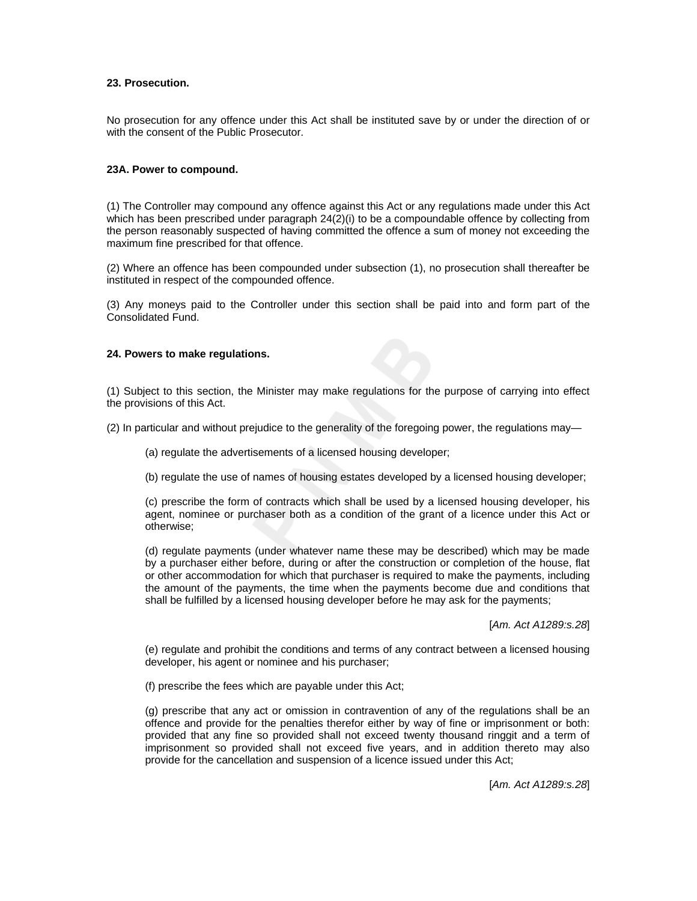**23. Prosecution.**

No prosecution for any offence under this Act shall be instituted save by or under the direction of or with the consent of the Public Prosecutor.

**23A. Power to compound.**

(1) The Controller may compound any offence against this Act or any regulations made under this Act which has been prescribed under paragraph 24(2)(i) to be a compoundable offence by collecting from the person reasonably suspected of having committed the offence a sum of money not exceeding the maximum fine prescribed for that offence.

(2) Where an offence has been compounded under subsection (1), no prosecution shall thereafter be instituted in respect of the compounded offence.

(3) Any moneys paid to the Controller under this section shall be paid into and form part of the Consolidated Fund.

**24. Powers to make regulations.**

(1) Subject to this section, the Minister may make regulations for the purpose of carrying into effect the provisions of this Act.

(2) In particular and without prejudice to the generality of the foregoing power, the regulations may—

(a) regulate the advertisements of a licensed housing developer;

(b) regulate the use of names of housing estates developed by a licensed housing developer;

(c) prescribe the form of contracts which shall be used by a licensed housing developer, his agent, nominee or purchaser both as a condition of the grant of a licence under this Act or otherwise;

(d) regulate payments (under whatever name these may be described) which may be made by a purchaser either before, during or after the construction or completion of the house, flat or other accommodation for which that purchaser is required to make the payments, including the amount of the payments, the time when the payments become due and conditions that shall be fulfilled by a licensed housing developer before he may ask for the payments;

[*Am. Act A1289:s.28*]

(e) regulate and prohibit the conditions and terms of any contract between a licensed housing developer, his agent or nominee and his purchaser;

(f) prescribe the fees which are payable under this Act;

(g) prescribe that any act or omission in contravention of any of the regulations shall be an offence and provide for the penalties therefor either by way of fine or imprisonment or both: provided that any fine so provided shall not exceed twenty thousand ringgit and a term of imprisonment so provided shall not exceed five years, and in addition thereto may also provide for the cancellation and suspension of a licence issued under this Act;

[*Am. Act A1289:s.28*]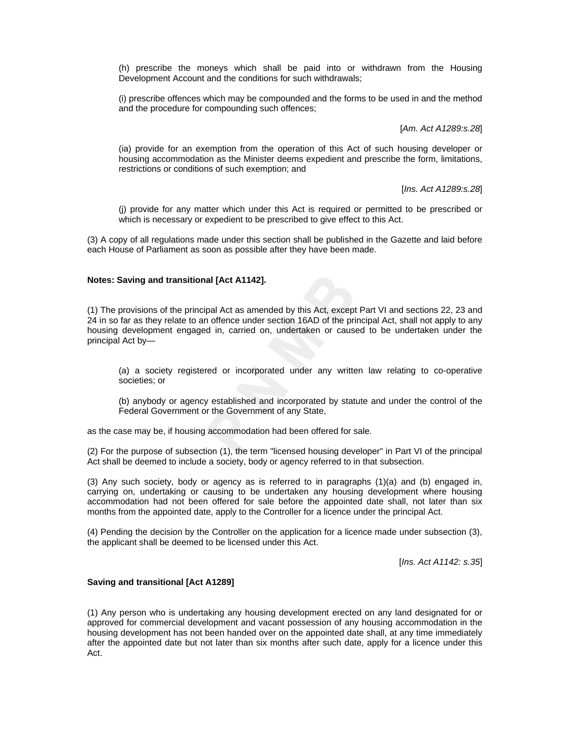(h) prescribe the moneys which shall be paid into or withdrawn from the Housing Development Account and the conditions for such withdrawals;

(i) prescribe offences which may be compounded and the forms to be used in and the method and the procedure for compounding such offences;

[*Am. Act A1289:s.28*]

(ia) provide for an exemption from the operation of this Act of such housing developer or housing accommodation as the Minister deems expedient and prescribe the form, limitations, restrictions or conditions of such exemption; and

[*Ins. Act A1289:s.28*]

(j) provide for any matter which under this Act is required or permitted to be prescribed or which is necessary or expedient to be prescribed to give effect to this Act.

(3) A copy of all regulations made under this section shall be published in the Gazette and laid before each House of Parliament as soon as possible after they have been made.

**Notes: Saving and transitional [Act A1142].**

(1) The provisions of the principal Act as amended by this Act, except Part VI and sections 22, 23 and 24 in so far as they relate to an offence under section 16AD of the principal Act, shall not apply to any housing development engaged in, carried on, undertaken or caused to be undertaken under the principal Act by—

(a) a society registered or incorporated under any written law relating to co-operative societies; or

(b) anybody or agency established and incorporated by statute and under the control of the Federal Government or the Government of any State,

as the case may be, if housing accommodation had been offered for sale.

(2) For the purpose of subsection (1), the term "licensed housing developer" in Part VI of the principal Act shall be deemed to include a society, body or agency referred to in that subsection.

(3) Any such society, body or agency as is referred to in paragraphs (1)(a) and (b) engaged in, carrying on, undertaking or causing to be undertaken any housing development where housing accommodation had not been offered for sale before the appointed date shall, not later than six months from the appointed date, apply to the Controller for a licence under the principal Act.

(4) Pending the decision by the Controller on the application for a licence made under subsection (3), the applicant shall be deemed to be licensed under this Act.

[*Ins. Act A1142: s.35*]

**Saving and transitional [Act A1289]**

(1) Any person who is undertaking any housing development erected on any land designated for or approved for commercial development and vacant possession of any housing accommodation in the housing development has not been handed over on the appointed date shall, at any time immediately after the appointed date but not later than six months after such date, apply for a licence under this Act.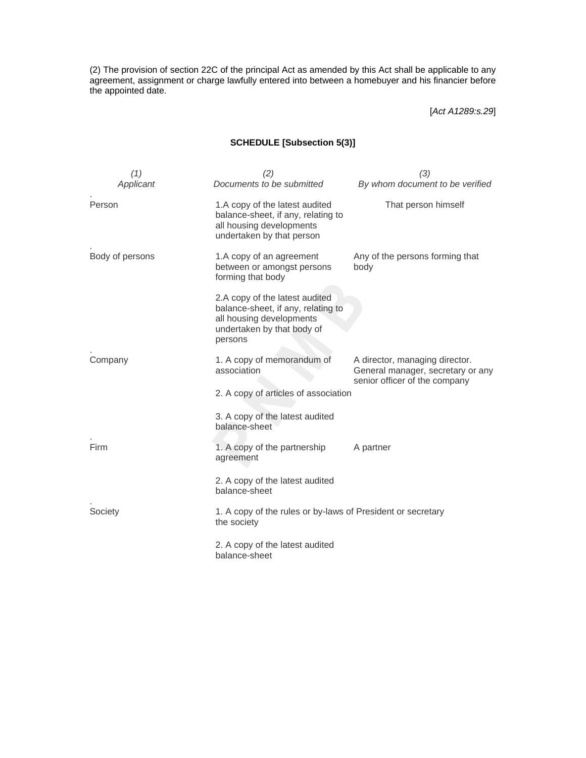(2) The provision of section 22C of the principal Act as amended by this Act shall be applicable to any agreement, assignment or charge lawfully entered into between a homebuyer and his financier before the appointed date.

[*Act A1289:s.29*]

**SCHEDULE [Subsection 5(3)]**

| *(1)* *Applicant* | *(2)* *Documents to be submitted* | *(3)* *By whom document to be verified* |
|---|---|---|
| Person | 1.A copy of the latest audited balance-sheet, if any, relating to all housing developments undertaken by that person | That person himself |
| Body of persons | 1.A copy of an agreement between or amongst persons forming that body | Any of the persons forming that body |
| | 2.A copy of the latest audited balance-sheet, if any, relating to all housing developments undertaken by that body of persons | |
| Company | 1. A copy of memorandum of association | A director, managing director. General manager, secretary or any senior officer of the company |
| | 2. A copy of articles of association | |
| | 3. A copy of the latest audited balance-sheet | |
| Firm | 1. A copy of the partnership agreement | A partner |
| | 2. A copy of the latest audited balance-sheet | |
| Society | 1. A copy of the rules or by-laws of the society | President or secretary |
| | 2. A copy of the latest audited balance-sheet | |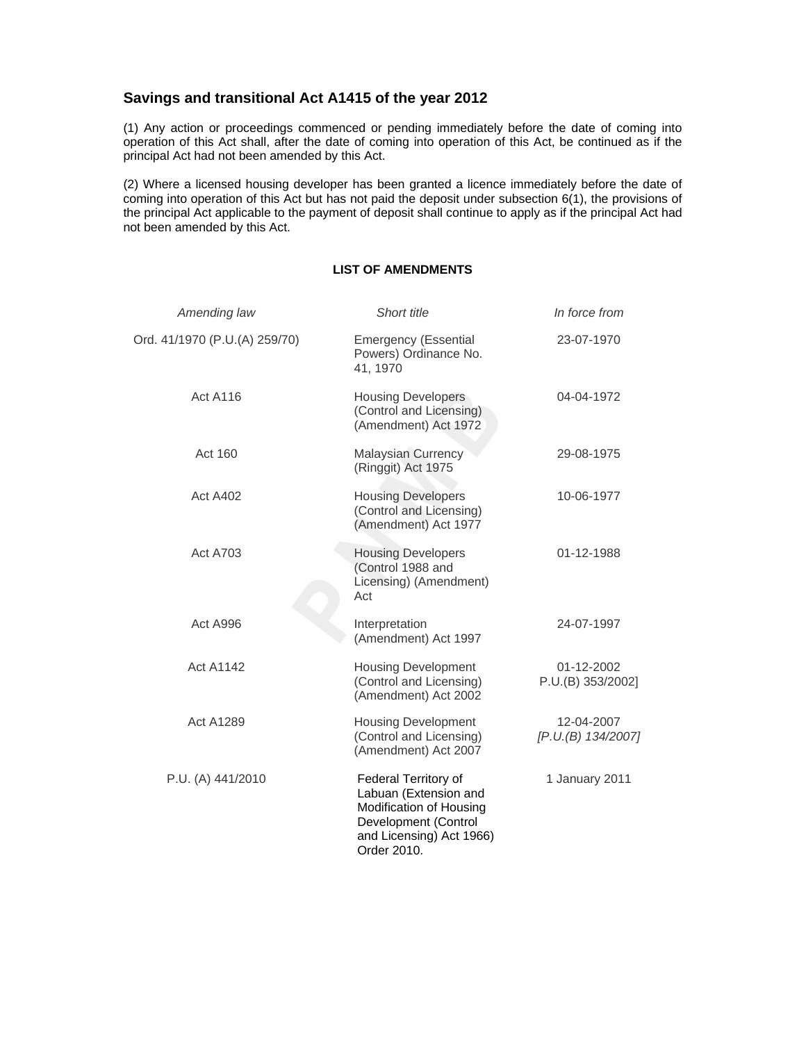## Savings and transitional Act A1415 of the year 2012

(1) Any action or proceedings commenced or pending immediately before the date of coming into operation of this Act shall, after the date of coming into operation of this Act, be continued as if the principal Act had not been amended by this Act.

(2) Where a licensed housing developer has been granted a licence immediately before the date of coming into operation of this Act but has not paid the deposit under subsection 6(1), the provisions of the principal Act applicable to the payment of deposit shall continue to apply as if the principal Act had not been amended by this Act.

**LIST OF AMENDMENTS**

| *Amending law* | *Short title* | *In force from* |
|---|---|---|
| Ord. 41/1970 (P.U.(A) 259/70) | Emergency (Essential Powers) Ordinance No. 41, 1970 | 23-07-1970 |
| Act A116 | Housing Developers (Control and Licensing) (Amendment) Act 1972 | 04-04-1972 |
| Act 160 | Malaysian Currency (Ringgit) Act 1975 | 29-08-1975 |
| Act A402 | Housing Developers (Control and Licensing) (Amendment) Act 1977 | 10-06-1977 |
| Act A703 | Housing Developers (Control 1988 and Licensing) (Amendment) Act | 01-12-1988 |
| Act A996 | Interpretation (Amendment) Act 1997 | 24-07-1997 |
| Act A1142 | Housing Development (Control and Licensing) (Amendment) Act 2002 | 01-12-2002 P.U.(B) 353/2002] |
| Act A1289 | Housing Development (Control and Licensing) (Amendment) Act 2007 | 12-04-2007 *[P.U.(B) 134/2007]* |
| P.U. (A) 441/2010 | Federal Territory of Labuan (Extension and Modification of Housing Development (Control and Licensing) Act 1966) Order 2010. | 1 January 2011 |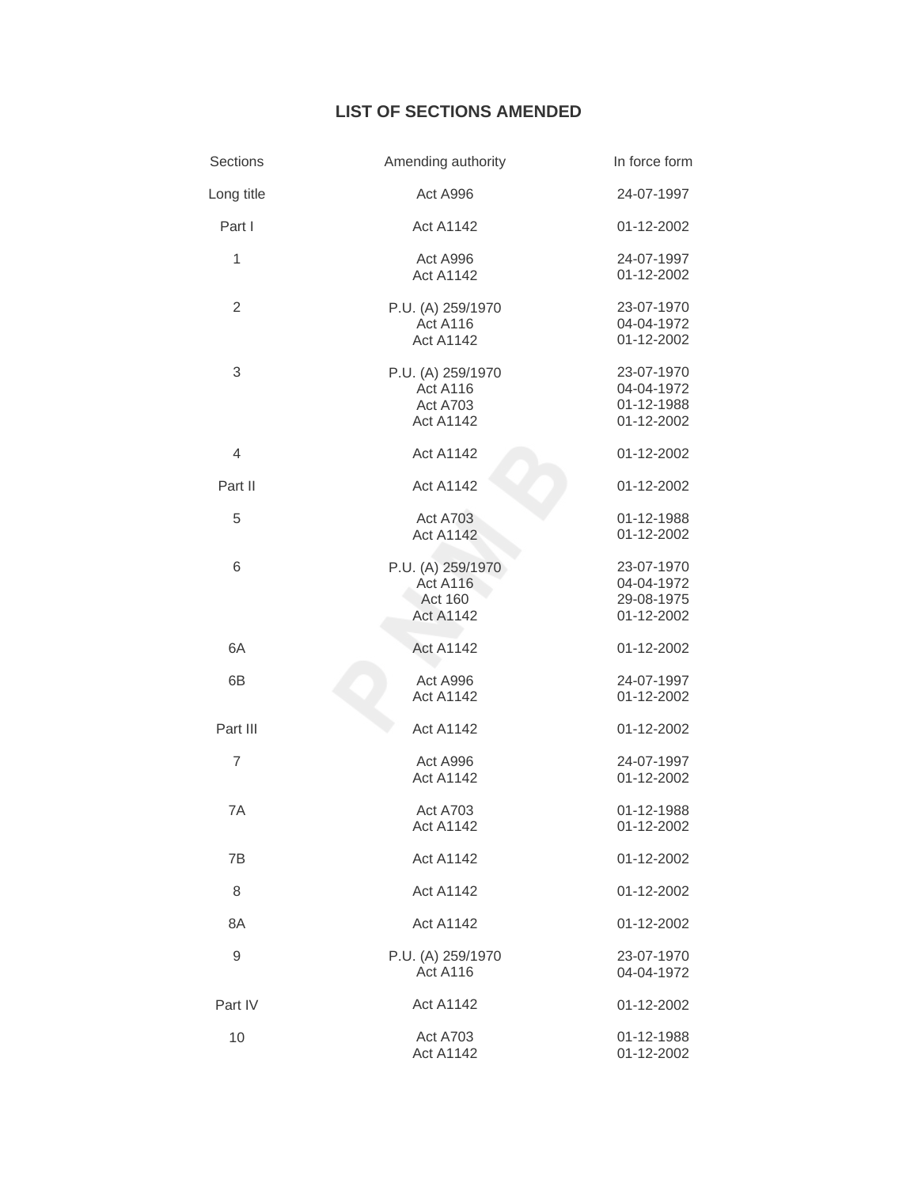# LIST OF SECTIONS AMENDED

| Sections | Amending authority | In force form |
|---|---|---|
| Long title | Act A996 | 24-07-1997 |
| Part I | Act A1142 | 01-12-2002 |
| 1 | Act A996<br>Act A1142 | 24-07-1997<br>01-12-2002 |
| 2 | P.U. (A) 259/1970<br>Act A116<br>Act A1142 | 23-07-1970<br>04-04-1972<br>01-12-2002 |
| 3 | P.U. (A) 259/1970<br>Act A116<br>Act A703<br>Act A1142 | 23-07-1970<br>04-04-1972<br>01-12-1988<br>01-12-2002 |
| 4 | Act A1142 | 01-12-2002 |
| Part II | Act A1142 | 01-12-2002 |
| 5 | Act A703<br>Act A1142 | 01-12-1988<br>01-12-2002 |
| 6 | P.U. (A) 259/1970<br>Act A116<br>Act 160<br>Act A1142 | 23-07-1970<br>04-04-1972<br>29-08-1975<br>01-12-2002 |
| 6A | Act A1142 | 01-12-2002 |
| 6B | Act A996<br>Act A1142 | 24-07-1997<br>01-12-2002 |
| Part III | Act A1142 | 01-12-2002 |
| 7 | Act A996<br>Act A1142 | 24-07-1997<br>01-12-2002 |
| 7A | Act A703<br>Act A1142 | 01-12-1988<br>01-12-2002 |
| 7B | Act A1142 | 01-12-2002 |
| 8 | Act A1142 | 01-12-2002 |
| 8A | Act A1142 | 01-12-2002 |
| 9 | P.U. (A) 259/1970<br>Act A116 | 23-07-1970<br>04-04-1972 |
| Part IV | Act A1142 | 01-12-2002 |
| 10 | Act A703<br>Act A1142 | 01-12-1988<br>01-12-2002 |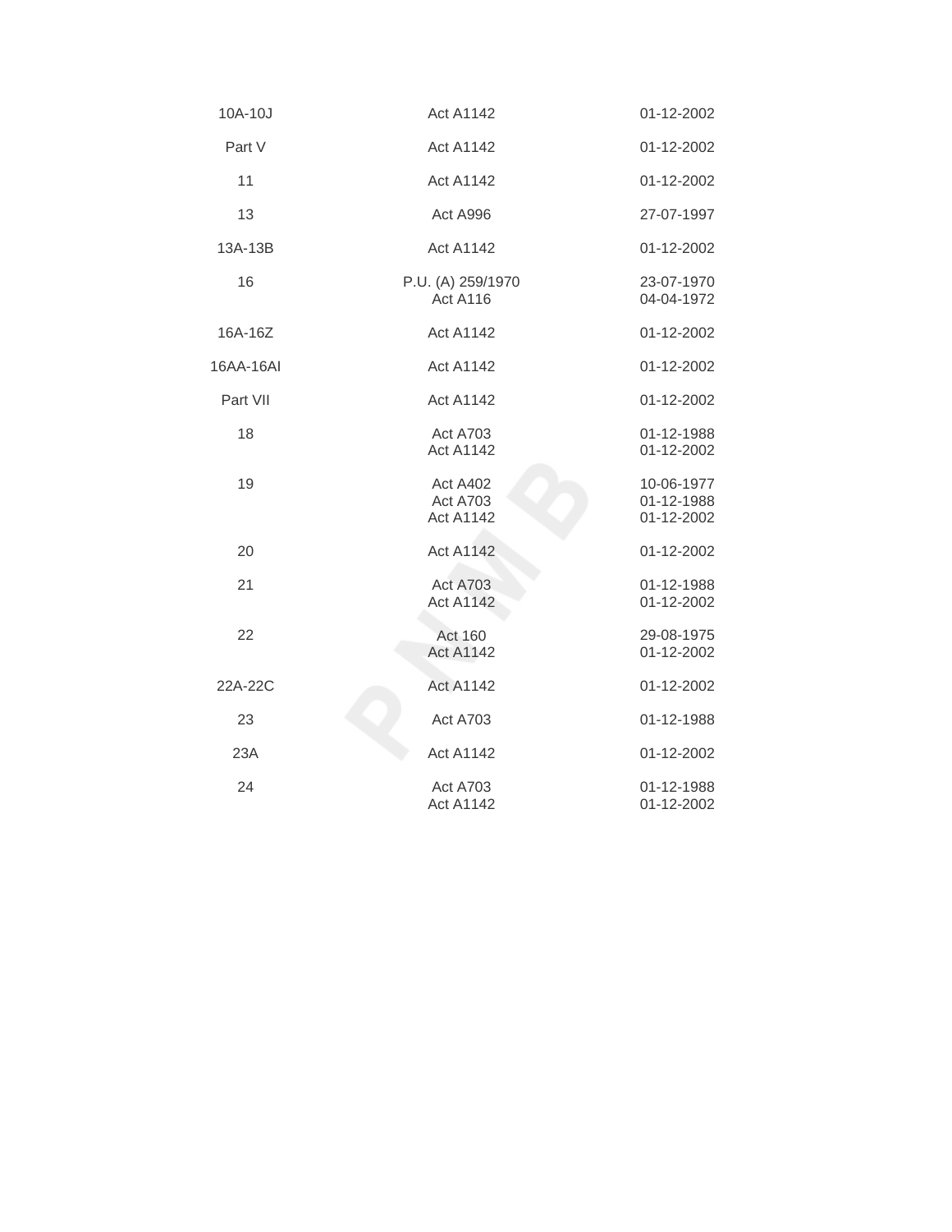| | | |
|---|---|---|
| 10A-10J | Act A1142 | 01-12-2002 |
| Part V | Act A1142 | 01-12-2002 |
| 11 | Act A1142 | 01-12-2002 |
| 13 | Act A996 | 27-07-1997 |
| 13A-13B | Act A1142 | 01-12-2002 |
| 16 | P.U. (A) 259/1970<br>Act A116 | 23-07-1970<br>04-04-1972 |
| 16A-16Z | Act A1142 | 01-12-2002 |
| 16AA-16AI | Act A1142 | 01-12-2002 |
| Part VII | Act A1142 | 01-12-2002 |
| 18 | Act A703<br>Act A1142 | 01-12-1988<br>01-12-2002 |
| 19 | Act A402<br>Act A703<br>Act A1142 | 10-06-1977<br>01-12-1988<br>01-12-2002 |
| 20 | Act A1142 | 01-12-2002 |
| 21 | Act A703<br>Act A1142 | 01-12-1988<br>01-12-2002 |
| 22 | Act 160<br>Act A1142 | 29-08-1975<br>01-12-2002 |
| 22A-22C | Act A1142 | 01-12-2002 |
| 23 | Act A703 | 01-12-1988 |
| 23A | Act A1142 | 01-12-2002 |
| 24 | Act A703<br>Act A1142 | 01-12-1988<br>01-12-2002 |